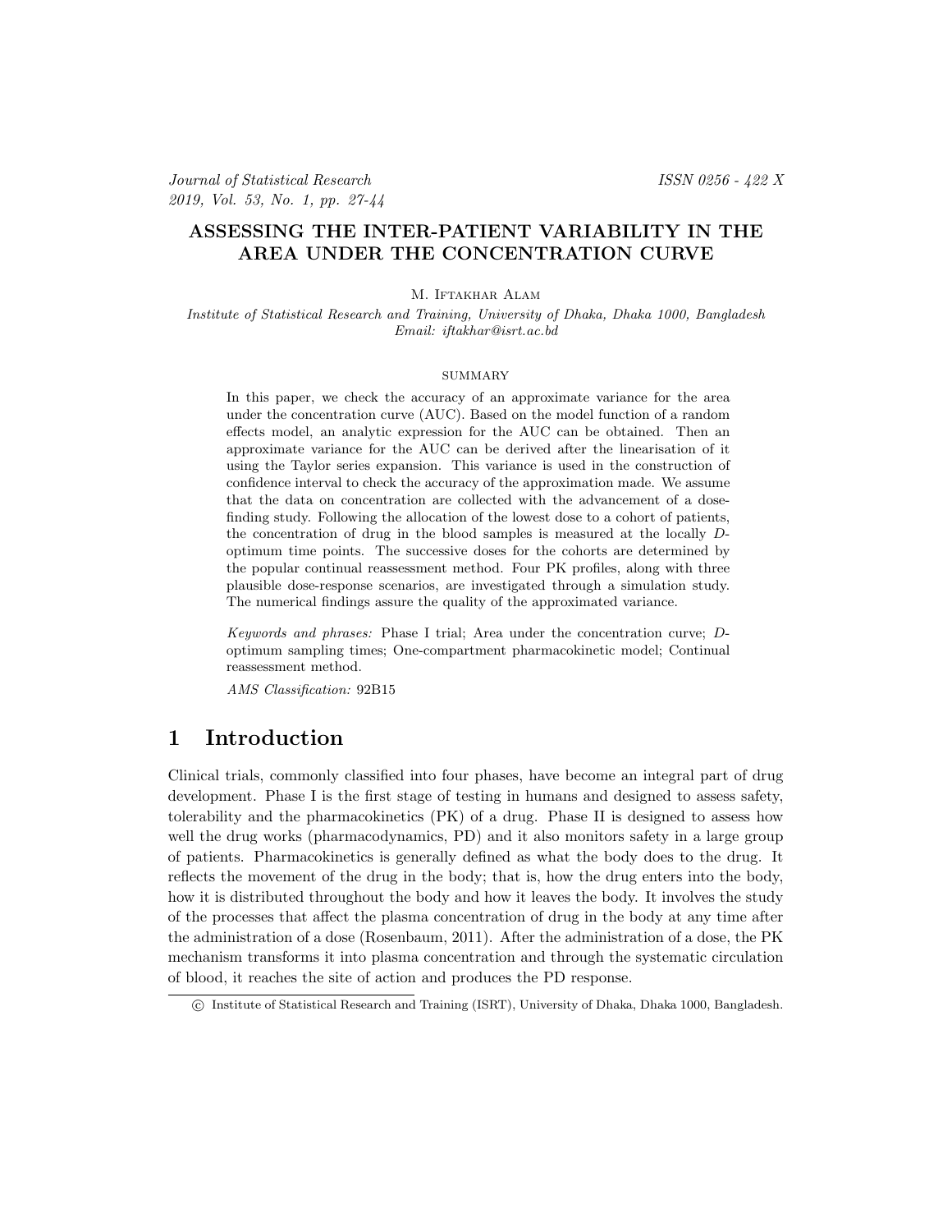# ASSESSING THE INTER-PATIENT VARIABILITY IN THE AREA UNDER THE CONCENTRATION CURVE

M. Iftakhar Alam

*Institute of Statistical Research and Training, University of Dhaka, Dhaka 1000, Bangladesh*
*Email: iftakhar@isrt.ac.bd*

## SUMMARY

In this paper, we check the accuracy of an approximate variance for the area under the concentration curve (AUC). Based on the model function of a random effects model, an analytic expression for the AUC can be obtained. Then an approximate variance for the AUC can be derived after the linearisation of it using the Taylor series expansion. This variance is used in the construction of confidence interval to check the accuracy of the approximation made. We assume that the data on concentration are collected with the advancement of a dose-finding study. Following the allocation of the lowest dose to a cohort of patients, the concentration of drug in the blood samples is measured at the locally $D$-optimum time points. The successive doses for the cohorts are determined by the popular continual reassessment method. Four PK profiles, along with three plausible dose-response scenarios, are investigated through a simulation study. The numerical findings assure the quality of the approximated variance.

*Keywords and phrases:* Phase I trial; Area under the concentration curve; $D$-optimum sampling times; One-compartment pharmacokinetic model; Continual reassessment method.

*AMS Classification:* 92B15

# 1 Introduction

Clinical trials, commonly classified into four phases, have become an integral part of drug development. Phase I is the first stage of testing in humans and designed to assess safety, tolerability and the pharmacokinetics (PK) of a drug. Phase II is designed to assess how well the drug works (pharmacodynamics, PD) and it also monitors safety in a large group of patients. Pharmacokinetics is generally defined as what the body does to the drug. It reflects the movement of the drug in the body; that is, how the drug enters into the body, how it is distributed throughout the body and how it leaves the body. It involves the study of the processes that affect the plasma concentration of drug in the body at any time after the administration of a dose (Rosenbaum, 2011). After the administration of a dose, the PK mechanism transforms it into plasma concentration and through the systematic circulation of blood, it reaches the site of action and produces the PD response.

© Institute of Statistical Research and Training (ISRT), University of Dhaka, Dhaka 1000, Bangladesh.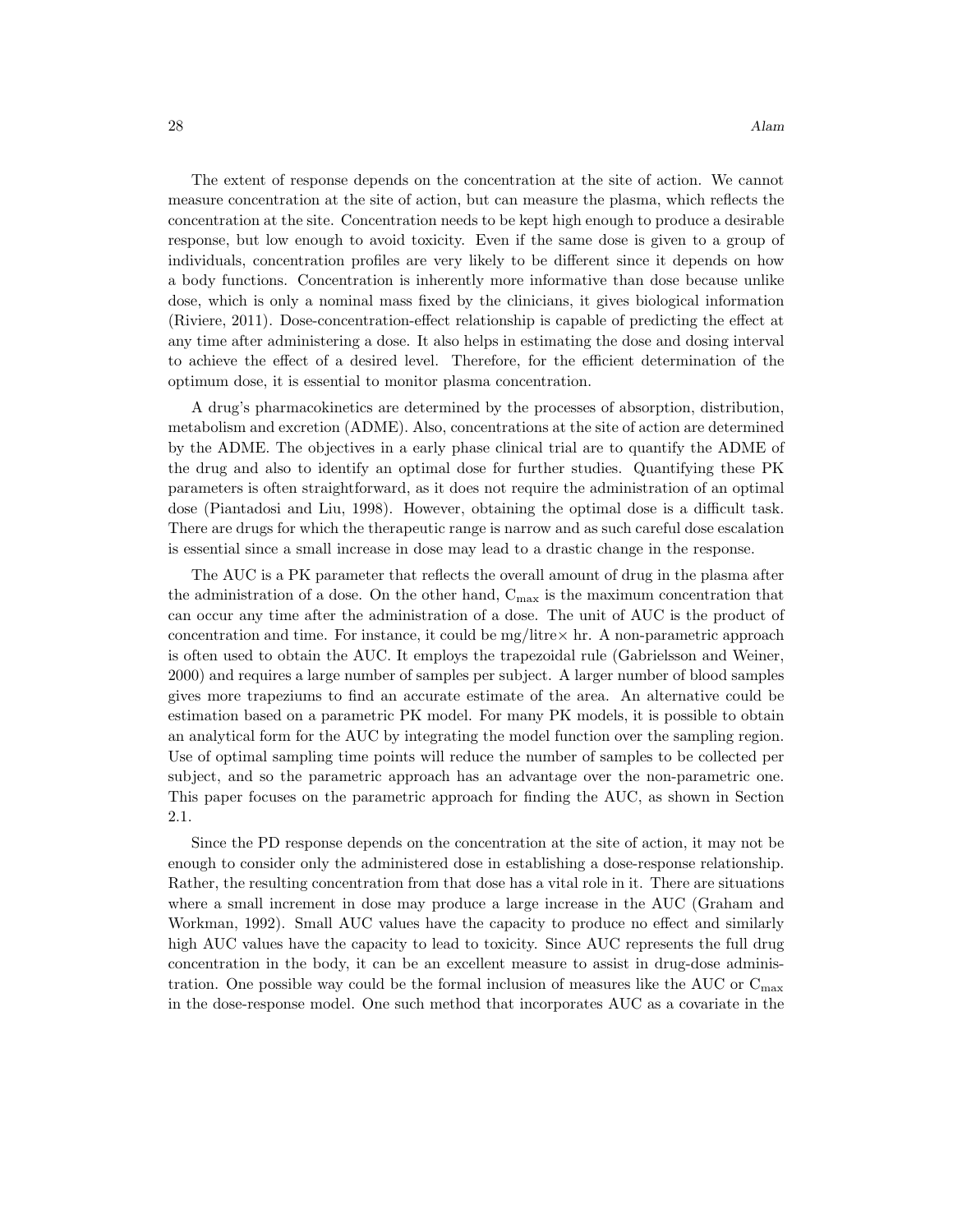The extent of response depends on the concentration at the site of action. We cannot measure concentration at the site of action, but can measure the plasma, which reflects the concentration at the site. Concentration needs to be kept high enough to produce a desirable response, but low enough to avoid toxicity. Even if the same dose is given to a group of individuals, concentration profiles are very likely to be different since it depends on how a body functions. Concentration is inherently more informative than dose because unlike dose, which is only a nominal mass fixed by the clinicians, it gives biological information (Riviere, 2011). Dose-concentration-effect relationship is capable of predicting the effect at any time after administering a dose. It also helps in estimating the dose and dosing interval to achieve the effect of a desired level. Therefore, for the efficient determination of the optimum dose, it is essential to monitor plasma concentration.

A drug's pharmacokinetics are determined by the processes of absorption, distribution, metabolism and excretion (ADME). Also, concentrations at the site of action are determined by the ADME. The objectives in a early phase clinical trial are to quantify the ADME of the drug and also to identify an optimal dose for further studies. Quantifying these PK parameters is often straightforward, as it does not require the administration of an optimal dose (Piantadosi and Liu, 1998). However, obtaining the optimal dose is a difficult task. There are drugs for which the therapeutic range is narrow and as such careful dose escalation is essential since a small increase in dose may lead to a drastic change in the response.

The AUC is a PK parameter that reflects the overall amount of drug in the plasma after the administration of a dose. On the other hand, $C_{max}$ is the maximum concentration that can occur any time after the administration of a dose. The unit of AUC is the product of concentration and time. For instance, it could be mg/litre$\times$ hr. A non-parametric approach is often used to obtain the AUC. It employs the trapezoidal rule (Gabrielsson and Weiner, 2000) and requires a large number of samples per subject. A larger number of blood samples gives more trapeziums to find an accurate estimate of the area. An alternative could be estimation based on a parametric PK model. For many PK models, it is possible to obtain an analytical form for the AUC by integrating the model function over the sampling region. Use of optimal sampling time points will reduce the number of samples to be collected per subject, and so the parametric approach has an advantage over the non-parametric one. This paper focuses on the parametric approach for finding the AUC, as shown in Section 2.1.

Since the PD response depends on the concentration at the site of action, it may not be enough to consider only the administered dose in establishing a dose-response relationship. Rather, the resulting concentration from that dose has a vital role in it. There are situations where a small increment in dose may produce a large increase in the AUC (Graham and Workman, 1992). Small AUC values have the capacity to produce no effect and similarly high AUC values have the capacity to lead to toxicity. Since AUC represents the full drug concentration in the body, it can be an excellent measure to assist in drug-dose administration. One possible way could be the formal inclusion of measures like the AUC or $C_{max}$ in the dose-response model. One such method that incorporates AUC as a covariate in the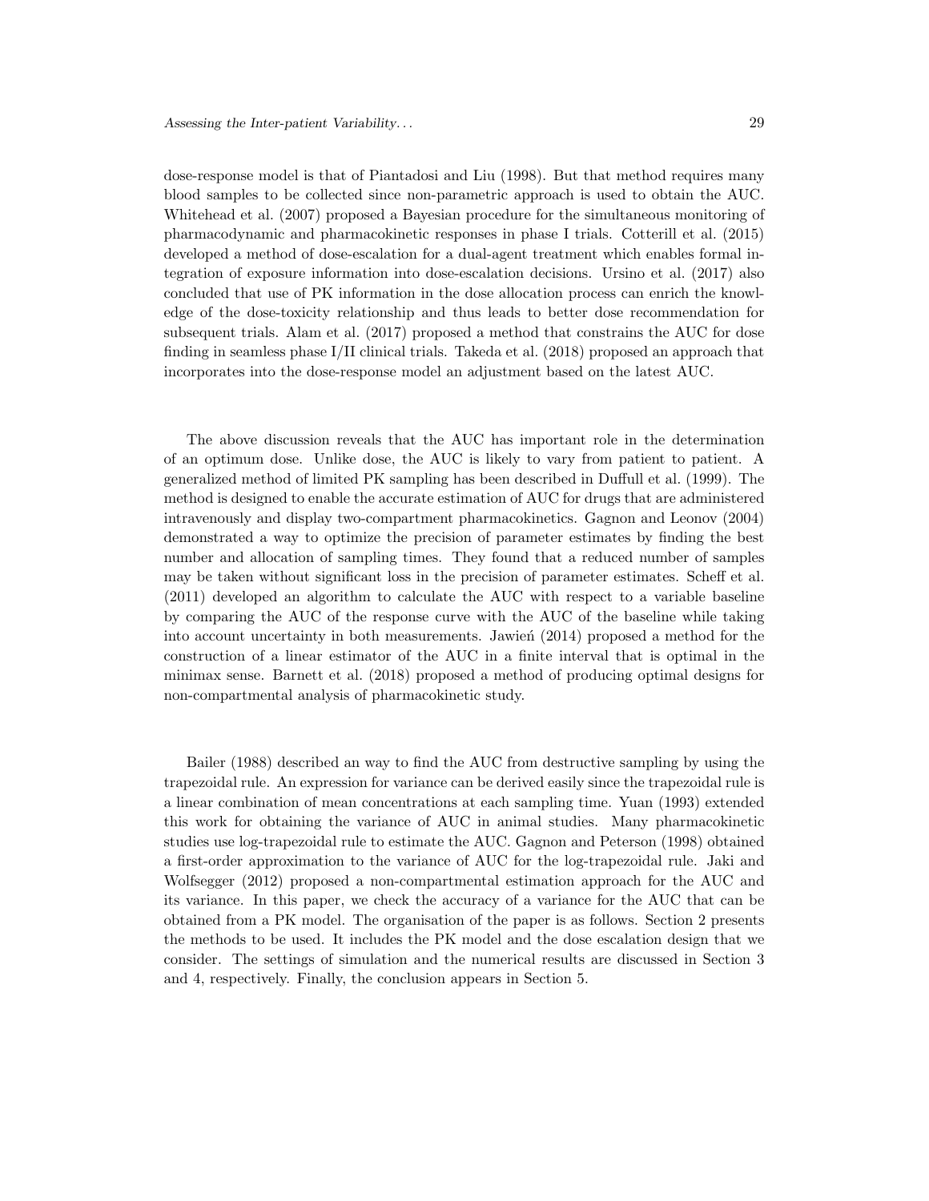dose-response model is that of Piantadosi and Liu (1998). But that method requires many blood samples to be collected since non-parametric approach is used to obtain the AUC. Whitehead et al. (2007) proposed a Bayesian procedure for the simultaneous monitoring of pharmacodynamic and pharmacokinetic responses in phase I trials. Cotterill et al. (2015) developed a method of dose-escalation for a dual-agent treatment which enables formal integration of exposure information into dose-escalation decisions. Ursino et al. (2017) also concluded that use of PK information in the dose allocation process can enrich the knowledge of the dose-toxicity relationship and thus leads to better dose recommendation for subsequent trials. Alam et al. (2017) proposed a method that constrains the AUC for dose finding in seamless phase I/II clinical trials. Takeda et al. (2018) proposed an approach that incorporates into the dose-response model an adjustment based on the latest AUC.

The above discussion reveals that the AUC has important role in the determination of an optimum dose. Unlike dose, the AUC is likely to vary from patient to patient. A generalized method of limited PK sampling has been described in Duffull et al. (1999). The method is designed to enable the accurate estimation of AUC for drugs that are administered intravenously and display two-compartment pharmacokinetics. Gagnon and Leonov (2004) demonstrated a way to optimize the precision of parameter estimates by finding the best number and allocation of sampling times. They found that a reduced number of samples may be taken without significant loss in the precision of parameter estimates. Scheff et al. (2011) developed an algorithm to calculate the AUC with respect to a variable baseline by comparing the AUC of the response curve with the AUC of the baseline while taking into account uncertainty in both measurements. Jawień (2014) proposed a method for the construction of a linear estimator of the AUC in a finite interval that is optimal in the minimax sense. Barnett et al. (2018) proposed a method of producing optimal designs for non-compartmental analysis of pharmacokinetic study.

Bailer (1988) described an way to find the AUC from destructive sampling by using the trapezoidal rule. An expression for variance can be derived easily since the trapezoidal rule is a linear combination of mean concentrations at each sampling time. Yuan (1993) extended this work for obtaining the variance of AUC in animal studies. Many pharmacokinetic studies use log-trapezoidal rule to estimate the AUC. Gagnon and Peterson (1998) obtained a first-order approximation to the variance of AUC for the log-trapezoidal rule. Jaki and Wolfsegger (2012) proposed a non-compartmental estimation approach for the AUC and its variance. In this paper, we check the accuracy of a variance for the AUC that can be obtained from a PK model. The organisation of the paper is as follows. Section 2 presents the methods to be used. It includes the PK model and the dose escalation design that we consider. The settings of simulation and the numerical results are discussed in Section 3 and 4, respectively. Finally, the conclusion appears in Section 5.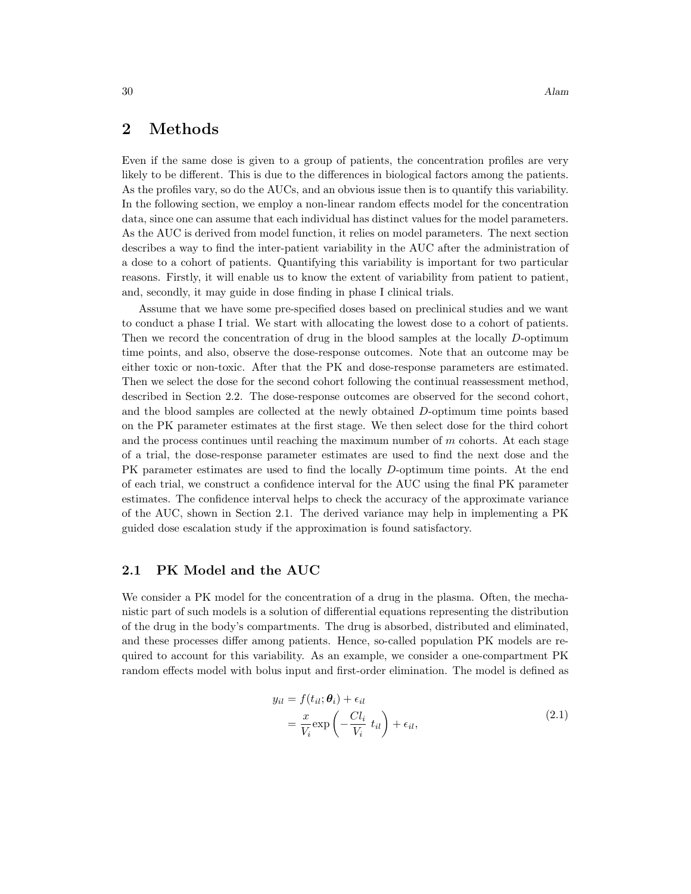# 2 Methods

Even if the same dose is given to a group of patients, the concentration profiles are very likely to be different. This is due to the differences in biological factors among the patients. As the profiles vary, so do the AUCs, and an obvious issue then is to quantify this variability. In the following section, we employ a non-linear random effects model for the concentration data, since one can assume that each individual has distinct values for the model parameters. As the AUC is derived from model function, it relies on model parameters. The next section describes a way to find the inter-patient variability in the AUC after the administration of a dose to a cohort of patients. Quantifying this variability is important for two particular reasons. Firstly, it will enable us to know the extent of variability from patient to patient, and, secondly, it may guide in dose finding in phase I clinical trials.

Assume that we have some pre-specified doses based on preclinical studies and we want to conduct a phase I trial. We start with allocating the lowest dose to a cohort of patients. Then we record the concentration of drug in the blood samples at the locally $D$-optimum time points, and also, observe the dose-response outcomes. Note that an outcome may be either toxic or non-toxic. After that the PK and dose-response parameters are estimated. Then we select the dose for the second cohort following the continual reassessment method, described in Section 2.2. The dose-response outcomes are observed for the second cohort, and the blood samples are collected at the newly obtained $D$-optimum time points based on the PK parameter estimates at the first stage. We then select dose for the third cohort and the process continues until reaching the maximum number of $m$ cohorts. At each stage of a trial, the dose-response parameter estimates are used to find the next dose and the PK parameter estimates are used to find the locally $D$-optimum time points. At the end of each trial, we construct a confidence interval for the AUC using the final PK parameter estimates. The confidence interval helps to check the accuracy of the approximate variance of the AUC, shown in Section 2.1. The derived variance may help in implementing a PK guided dose escalation study if the approximation is found satisfactory.

## 2.1 PK Model and the AUC

We consider a PK model for the concentration of a drug in the plasma. Often, the mechanistic part of such models is a solution of differential equations representing the distribution of the drug in the body's compartments. The drug is absorbed, distributed and eliminated, and these processes differ among patients. Hence, so-called population PK models are required to account for this variability. As an example, we consider a one-compartment PK random effects model with bolus input and first-order elimination. The model is defined as

$$
\begin{aligned}
y_{il} &= f(t_{il}; \boldsymbol{\theta}_i) + \epsilon_{il} \\
&= \frac{x}{V_i} \exp\left(-\frac{Cl_i}{V_i}\ t_{il}\right) + \epsilon_{il},
\end{aligned}
\tag{2.1}
$$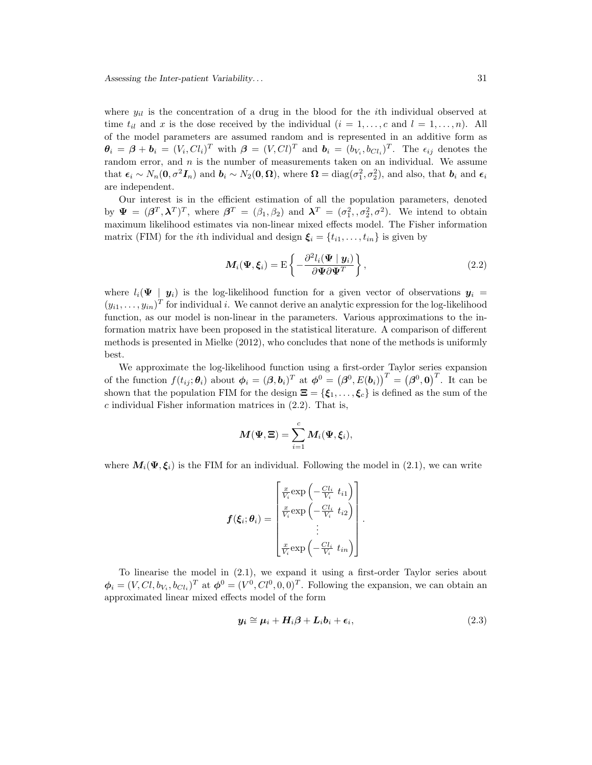where $y_{il}$ is the concentration of a drug in the blood for the $i$th individual observed at time $t_{il}$ and $x$ is the dose received by the individual ($i = 1, \ldots, c$ and $l = 1, \ldots, n$). All of the model parameters are assumed random and is represented in an additive form as $\boldsymbol{\theta}_i = \boldsymbol{\beta} + \boldsymbol{b}_i = (V_i, Cl_i)^T$ with $\boldsymbol{\beta} = (V, Cl)^T$ and $\boldsymbol{b}_i = (b_{V_i}, b_{Cl_i})^T$. The $\epsilon_{ij}$ denotes the random error, and $n$ is the number of measurements taken on an individual. We assume that $\boldsymbol{\epsilon}_i \sim N_n(\boldsymbol{0}, \sigma^2 \boldsymbol{I}_n)$ and $\boldsymbol{b}_i \sim N_2(\boldsymbol{0}, \boldsymbol{\Omega})$, where $\boldsymbol{\Omega} = \text{diag}(\sigma_1^2, \sigma_2^2)$, and also, that $\boldsymbol{b}_i$ and $\boldsymbol{\epsilon}_i$ are independent.

Our interest is in the efficient estimation of all the population parameters, denoted by $\boldsymbol{\Psi} = (\boldsymbol{\beta}^T, \boldsymbol{\lambda}^T)^T$, where $\boldsymbol{\beta}^T = (\beta_1, \beta_2)$ and $\boldsymbol{\lambda}^T = (\sigma_1^2, , \sigma_2^2, \sigma^2)$. We intend to obtain maximum likelihood estimates via non-linear mixed effects model. The Fisher information matrix (FIM) for the $i$th individual and design $\boldsymbol{\xi}_i = \{t_{i1}, \ldots, t_{in}\}$ is given by

$$\boldsymbol{M}_i(\boldsymbol{\Psi}, \boldsymbol{\xi}_i) = \mathrm{E}\left\{ -\frac{\partial^2 l_i(\boldsymbol{\Psi} \mid \boldsymbol{y}_i)}{\partial \boldsymbol{\Psi} \partial \boldsymbol{\Psi}^T} \right\}, \tag{2.2}$$

where $l_i(\boldsymbol{\Psi} \mid \boldsymbol{y}_i)$ is the log-likelihood function for a given vector of observations $\boldsymbol{y}_i = (y_{i1}, \ldots, y_{in})^T$ for individual $i$. We cannot derive an analytic expression for the log-likelihood function, as our model is non-linear in the parameters. Various approximations to the information matrix have been proposed in the statistical literature. A comparison of different methods is presented in Mielke (2012), who concludes that none of the methods is uniformly best.

We approximate the log-likelihood function using a first-order Taylor series expansion of the function $f(t_{ij}; \boldsymbol{\theta}_i)$ about $\boldsymbol{\phi}_i = (\boldsymbol{\beta}, \boldsymbol{b}_i)^T$ at $\boldsymbol{\phi}^0 = \left(\boldsymbol{\beta}^0, E(\boldsymbol{b}_i)\right)^T = \left(\boldsymbol{\beta}^0, \boldsymbol{0}\right)^T$. It can be shown that the population FIM for the design $\boldsymbol{\Xi} = \{\boldsymbol{\xi}_1, \ldots, \boldsymbol{\xi}_c\}$ is defined as the sum of the $c$ individual Fisher information matrices in (2.2). That is,

$$\boldsymbol{M}(\boldsymbol{\Psi}, \boldsymbol{\Xi}) = \sum_{i=1}^{c} \boldsymbol{M}_i(\boldsymbol{\Psi}, \boldsymbol{\xi}_i),$$

where $\boldsymbol{M}_i(\boldsymbol{\Psi}, \boldsymbol{\xi}_i)$ is the FIM for an individual. Following the model in (2.1), we can write

$$\boldsymbol{f}(\boldsymbol{\xi}_i; \boldsymbol{\theta}_i) = \begin{bmatrix} \frac{x}{V_i} \exp\left(-\frac{Cl_i}{V_i}\ t_{i1}\right) \\ \frac{x}{V_i} \exp\left(-\frac{Cl_i}{V_i}\ t_{i2}\right) \\ \vdots \\ \frac{x}{V_i} \exp\left(-\frac{Cl_i}{V_i}\ t_{in}\right) \end{bmatrix}.$$

To linearise the model in (2.1), we expand it using a first-order Taylor series about $\boldsymbol{\phi}_i = (V, Cl, b_{V_i}, b_{Cl_i})^T$ at $\boldsymbol{\phi}^0 = (V^0, Cl^0, 0, 0)^T$. Following the expansion, we can obtain an approximated linear mixed effects model of the form

$$\boldsymbol{y_i} \cong \boldsymbol{\mu}_i + \boldsymbol{H}_i \boldsymbol{\beta} + \boldsymbol{L}_i \boldsymbol{b}_i + \boldsymbol{\epsilon}_i, \tag{2.3}$$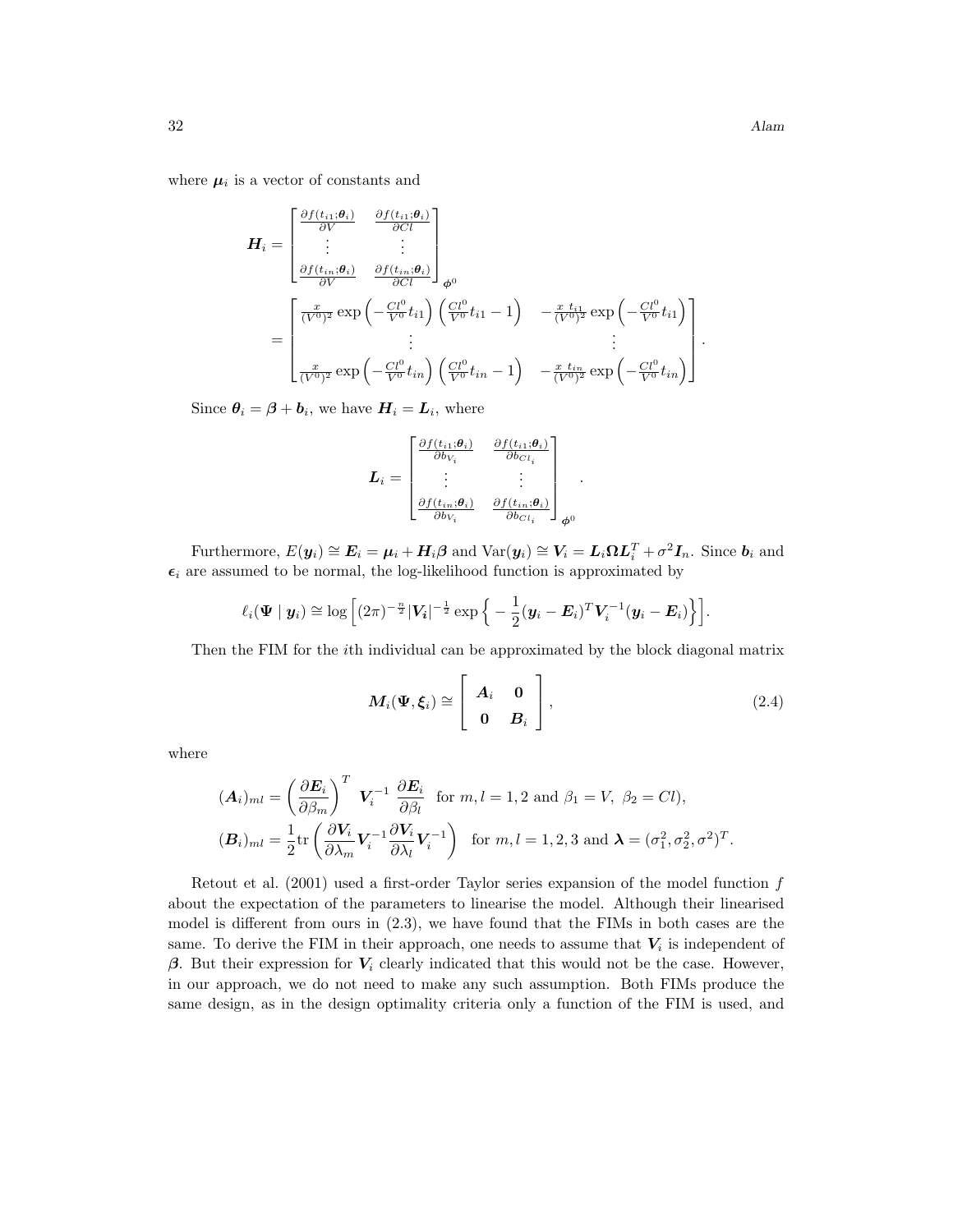where $\boldsymbol{\mu}_i$ is a vector of constants and

$$
\boldsymbol{H}_i = \begin{bmatrix} \frac{\partial f(t_{i1};\boldsymbol{\theta}_i)}{\partial V} & \frac{\partial f(t_{i1};\boldsymbol{\theta}_i)}{\partial Cl} \\ \vdots & \vdots \\ \frac{\partial f(t_{in};\boldsymbol{\theta}_i)}{\partial V} & \frac{\partial f(t_{in};\boldsymbol{\theta}_i)}{\partial Cl} \end{bmatrix}_{\boldsymbol{\phi}^0}
$$

$$
= \begin{bmatrix} \frac{x}{(V^0)^2} \exp\left(-\frac{Cl^0}{V^0} t_{i1}\right)\left(\frac{Cl^0}{V^0} t_{i1} - 1\right) & -\frac{x\ t_{i1}}{(V^0)^2} \exp\left(-\frac{Cl^0}{V^0} t_{i1}\right) \\ \vdots & \vdots \\ \frac{x}{(V^0)^2} \exp\left(-\frac{Cl^0}{V^0} t_{in}\right)\left(\frac{Cl^0}{V^0} t_{in} - 1\right) & -\frac{x\ t_{in}}{(V^0)^2} \exp\left(-\frac{Cl^0}{V^0} t_{in}\right) \end{bmatrix}.
$$

Since $\boldsymbol{\theta}_i = \boldsymbol{\beta} + \boldsymbol{b}_i$, we have $\boldsymbol{H}_i = \boldsymbol{L}_i$, where

$$
\boldsymbol{L}_i = \begin{bmatrix} \frac{\partial f(t_{i1};\boldsymbol{\theta}_i)}{\partial b_{V_i}} & \frac{\partial f(t_{i1};\boldsymbol{\theta}_i)}{\partial b_{Cl_i}} \\ \vdots & \vdots \\ \frac{\partial f(t_{in};\boldsymbol{\theta}_i)}{\partial b_{V_i}} & \frac{\partial f(t_{in};\boldsymbol{\theta}_i)}{\partial b_{Cl_i}} \end{bmatrix}_{\boldsymbol{\phi}^0}.
$$

Furthermore, $E(\boldsymbol{y}_i) \cong \boldsymbol{E}_i = \boldsymbol{\mu}_i + \boldsymbol{H}_i\boldsymbol{\beta}$ and $\text{Var}(\boldsymbol{y}_i) \cong \boldsymbol{V}_i = \boldsymbol{L}_i\boldsymbol{\Omega}\boldsymbol{L}_i^T + \sigma^2\boldsymbol{I}_n$. Since $\boldsymbol{b}_i$ and $\boldsymbol{\epsilon}_i$ are assumed to be normal, the log-likelihood function is approximated by

$$
\ell_i(\boldsymbol{\Psi} \mid \boldsymbol{y}_i) \cong \log\Big[(2\pi)^{-\frac{n}{2}}|\boldsymbol{V_i}|^{-\frac{1}{2}} \exp\Big\{-\frac{1}{2}(\boldsymbol{y}_i - \boldsymbol{E}_i)^T\boldsymbol{V}_i^{-1}(\boldsymbol{y}_i - \boldsymbol{E}_i)\Big\}\Big].
$$

Then the FIM for the $i$th individual can be approximated by the block diagonal matrix

$$
\boldsymbol{M}_i(\boldsymbol{\Psi}, \boldsymbol{\xi}_i) \cong \begin{bmatrix} \boldsymbol{A}_i & \boldsymbol{0} \\ \boldsymbol{0} & \boldsymbol{B}_i \end{bmatrix}, \tag{2.4}
$$

where

$$
(\boldsymbol{A}_i)_{ml} = \left(\frac{\partial \boldsymbol{E}_i}{\partial \beta_m}\right)^T \boldsymbol{V}_i^{-1} \frac{\partial \boldsymbol{E}_i}{\partial \beta_l} \quad \text{for } m, l = 1, 2 \text{ and } \beta_1 = V,\ \beta_2 = Cl),
$$

$$
(\boldsymbol{B}_i)_{ml} = \frac{1}{2}\text{tr}\left(\frac{\partial \boldsymbol{V}_i}{\partial \lambda_m}\boldsymbol{V}_i^{-1}\frac{\partial \boldsymbol{V}_i}{\partial \lambda_l}\boldsymbol{V}_i^{-1}\right) \quad \text{for } m, l = 1, 2, 3 \text{ and } \boldsymbol{\lambda} = (\sigma_1^2, \sigma_2^2, \sigma^2)^T.
$$

Retout et al. (2001) used a first-order Taylor series expansion of the model function $f$ about the expectation of the parameters to linearise the model. Although their linearised model is different from ours in (2.3), we have found that the FIMs in both cases are the same. To derive the FIM in their approach, one needs to assume that $\boldsymbol{V}_i$ is independent of $\boldsymbol{\beta}$. But their expression for $\boldsymbol{V}_i$ clearly indicated that this would not be the case. However, in our approach, we do not need to make any such assumption. Both FIMs produce the same design, as in the design optimality criteria only a function of the FIM is used, and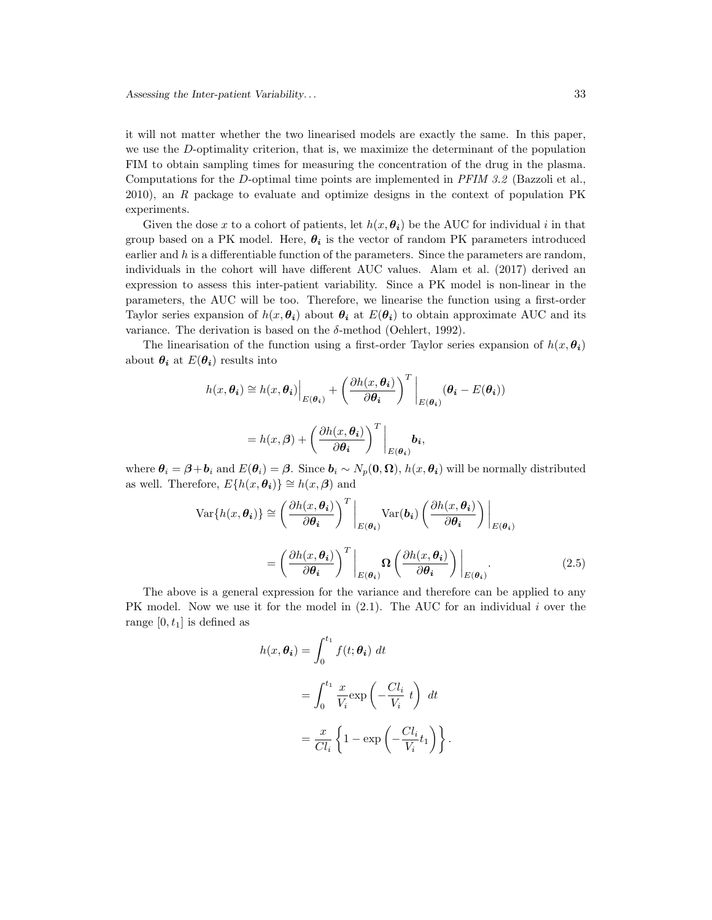it will not matter whether the two linearised models are exactly the same. In this paper, we use the $D$-optimality criterion, that is, we maximize the determinant of the population FIM to obtain sampling times for measuring the concentration of the drug in the plasma. Computations for the $D$-optimal time points are implemented in *PFIM 3.2* (Bazzoli et al., 2010), an $R$ package to evaluate and optimize designs in the context of population PK experiments.

Given the dose $x$ to a cohort of patients, let $h(x, \boldsymbol{\theta_i})$ be the AUC for individual $i$ in that group based on a PK model. Here, $\boldsymbol{\theta_i}$ is the vector of random PK parameters introduced earlier and $h$ is a differentiable function of the parameters. Since the parameters are random, individuals in the cohort will have different AUC values. Alam et al. (2017) derived an expression to assess this inter-patient variability. Since a PK model is non-linear in the parameters, the AUC will be too. Therefore, we linearise the function using a first-order Taylor series expansion of $h(x, \boldsymbol{\theta_i})$ about $\boldsymbol{\theta_i}$ at $E(\boldsymbol{\theta_i})$ to obtain approximate AUC and its variance. The derivation is based on the $\delta$-method (Oehlert, 1992).

The linearisation of the function using a first-order Taylor series expansion of $h(x, \boldsymbol{\theta_i})$ about $\boldsymbol{\theta_i}$ at $E(\boldsymbol{\theta_i})$ results into

$$
\begin{aligned}
h(x, \boldsymbol{\theta_i}) &\cong h(x, \boldsymbol{\theta_i})\Big|_{E(\boldsymbol{\theta_i})} + \left(\frac{\partial h(x, \boldsymbol{\theta_i})}{\partial \boldsymbol{\theta_i}}\right)^T \Bigg|_{E(\boldsymbol{\theta_i})} (\boldsymbol{\theta_i} - E(\boldsymbol{\theta_i})) \\
&= h(x, \boldsymbol{\beta}) + \left(\frac{\partial h(x, \boldsymbol{\theta_i})}{\partial \boldsymbol{\theta_i}}\right)^T \Bigg|_{E(\boldsymbol{\theta_i})} \boldsymbol{b_i},
\end{aligned}
$$

where $\boldsymbol{\theta}_i = \boldsymbol{\beta} + \boldsymbol{b}_i$ and $E(\boldsymbol{\theta}_i) = \boldsymbol{\beta}$. Since $\boldsymbol{b}_i \sim N_p(\boldsymbol{0}, \boldsymbol{\Omega})$, $h(x, \boldsymbol{\theta_i})$ will be normally distributed as well. Therefore, $E\{h(x, \boldsymbol{\theta_i})\} \cong h(x, \boldsymbol{\beta})$ and

$$
\begin{aligned}
\text{Var}\{h(x, \boldsymbol{\theta_i})\} &\cong \left(\frac{\partial h(x, \boldsymbol{\theta_i})}{\partial \boldsymbol{\theta_i}}\right)^T \Bigg|_{E(\boldsymbol{\theta_i})} \text{Var}(\boldsymbol{b_i}) \left(\frac{\partial h(x, \boldsymbol{\theta_i})}{\partial \boldsymbol{\theta_i}}\right) \Bigg|_{E(\boldsymbol{\theta_i})} \\
&= \left(\frac{\partial h(x, \boldsymbol{\theta_i})}{\partial \boldsymbol{\theta_i}}\right)^T \Bigg|_{E(\boldsymbol{\theta_i})} \boldsymbol{\Omega} \left(\frac{\partial h(x, \boldsymbol{\theta_i})}{\partial \boldsymbol{\theta_i}}\right) \Bigg|_{E(\boldsymbol{\theta_i})}. \qquad (2.5)
\end{aligned}
$$

The above is a general expression for the variance and therefore can be applied to any PK model. Now we use it for the model in (2.1). The AUC for an individual $i$ over the range $[0, t_1]$ is defined as

$$
\begin{aligned}
h(x, \boldsymbol{\theta_i}) &= \int_0^{t_1} f(t; \boldsymbol{\theta_i}) \, dt \\
&= \int_0^{t_1} \frac{x}{V_i} \exp\left(-\frac{Cl_i}{V_i} \, t\right) \, dt \\
&= \frac{x}{Cl_i} \left\{1 - \exp\left(-\frac{Cl_i}{V_i} t_1\right)\right\}.
\end{aligned}
$$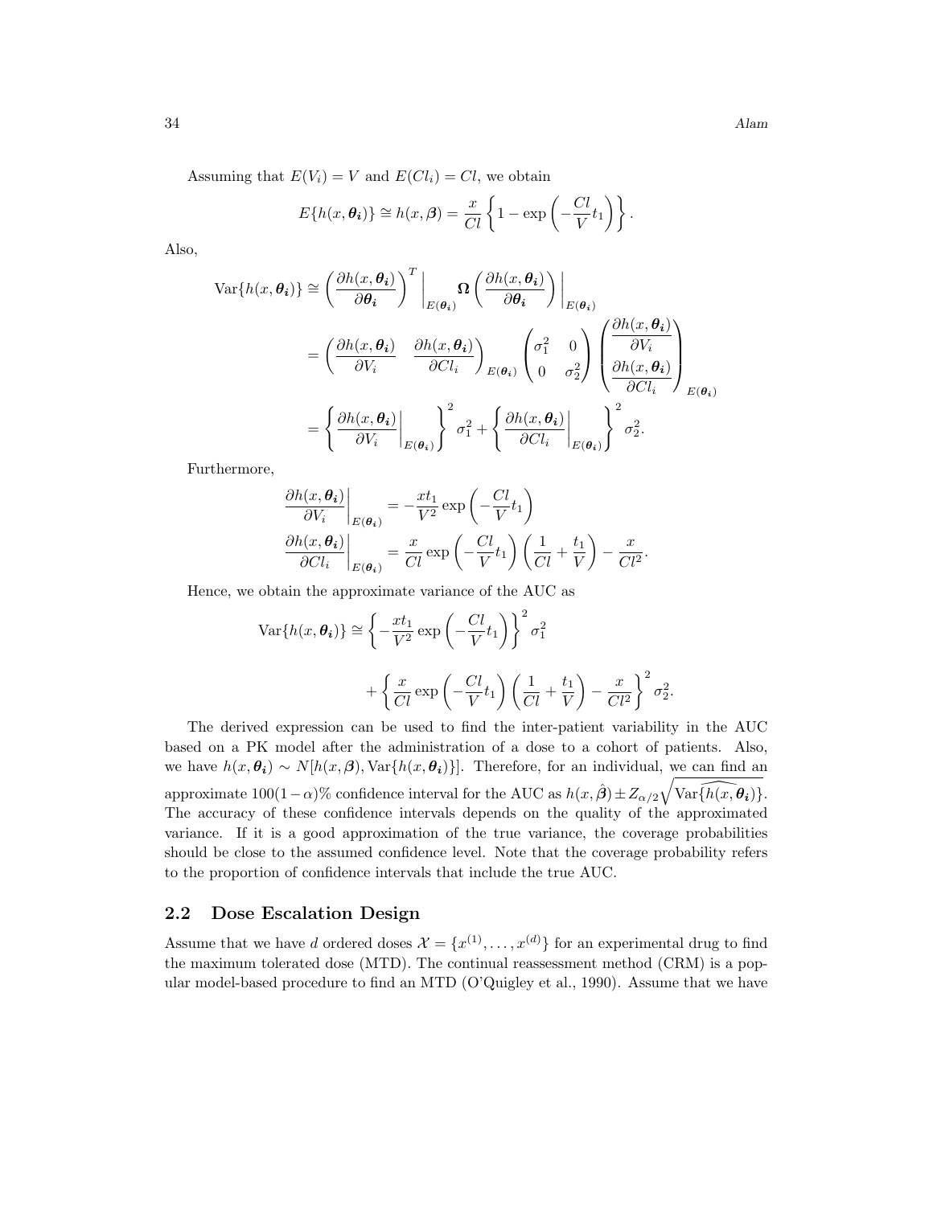Assuming that $E(V_i) = V$ and $E(Cl_i) = Cl$, we obtain

$$E\{h(x, \boldsymbol{\theta_i})\} \cong h(x, \boldsymbol{\beta}) = \frac{x}{Cl}\left\{1 - \exp\left(-\frac{Cl}{V}t_1\right)\right\}.$$

Also,

$$\begin{aligned}
\text{Var}\{h(x, \boldsymbol{\theta_i})\} &\cong \left(\frac{\partial h(x, \boldsymbol{\theta_i})}{\partial \boldsymbol{\theta_i}}\right)^T \bigg|_{E(\boldsymbol{\theta_i})} \boldsymbol{\Omega} \left(\frac{\partial h(x, \boldsymbol{\theta_i})}{\partial \boldsymbol{\theta_i}}\right) \bigg|_{E(\boldsymbol{\theta_i})} \\
&= \begin{pmatrix} \dfrac{\partial h(x, \boldsymbol{\theta_i})}{\partial V_i} & \dfrac{\partial h(x, \boldsymbol{\theta_i})}{\partial Cl_i} \end{pmatrix}_{E(\boldsymbol{\theta_i})} \begin{pmatrix} \sigma_1^2 & 0 \\ 0 & \sigma_2^2 \end{pmatrix} \begin{pmatrix} \dfrac{\partial h(x, \boldsymbol{\theta_i})}{\partial V_i} \\ \dfrac{\partial h(x, \boldsymbol{\theta_i})}{\partial Cl_i} \end{pmatrix}_{E(\boldsymbol{\theta_i})} \\
&= \left\{ \frac{\partial h(x, \boldsymbol{\theta_i})}{\partial V_i}\bigg|_{E(\boldsymbol{\theta_i})} \right\}^2 \sigma_1^2 + \left\{ \frac{\partial h(x, \boldsymbol{\theta_i})}{\partial Cl_i}\bigg|_{E(\boldsymbol{\theta_i})} \right\}^2 \sigma_2^2.
\end{aligned}$$

Furthermore,

$$\begin{aligned}
\frac{\partial h(x, \boldsymbol{\theta_i})}{\partial V_i}\bigg|_{E(\boldsymbol{\theta_i})} &= -\frac{xt_1}{V^2}\exp\left(-\frac{Cl}{V}t_1\right) \\
\frac{\partial h(x, \boldsymbol{\theta_i})}{\partial Cl_i}\bigg|_{E(\boldsymbol{\theta_i})} &= \frac{x}{Cl}\exp\left(-\frac{Cl}{V}t_1\right)\left(\frac{1}{Cl} + \frac{t_1}{V}\right) - \frac{x}{Cl^2}.
\end{aligned}$$

Hence, we obtain the approximate variance of the AUC as

$$\begin{aligned}
\text{Var}\{h(x, \boldsymbol{\theta_i})\} \cong &\left\{ -\frac{xt_1}{V^2}\exp\left(-\frac{Cl}{V}t_1\right) \right\}^2 \sigma_1^2 \\
&+ \left\{ \frac{x}{Cl}\exp\left(-\frac{Cl}{V}t_1\right)\left(\frac{1}{Cl} + \frac{t_1}{V}\right) - \frac{x}{Cl^2} \right\}^2 \sigma_2^2.
\end{aligned}$$

The derived expression can be used to find the inter-patient variability in the AUC based on a PK model after the administration of a dose to a cohort of patients. Also, we have $h(x, \boldsymbol{\theta_i}) \sim N[h(x, \boldsymbol{\beta}), \text{Var}\{h(x, \boldsymbol{\theta_i})\}]$. Therefore, for an individual, we can find an approximate $100(1-\alpha)\%$ confidence interval for the AUC as $h(x, \hat{\boldsymbol{\beta}}) \pm Z_{\alpha/2}\sqrt{\widehat{\text{Var}\{h(x, \boldsymbol{\theta_i})\}}}$. The accuracy of these confidence intervals depends on the quality of the approximated variance. If it is a good approximation of the true variance, the coverage probabilities should be close to the assumed confidence level. Note that the coverage probability refers to the proportion of confidence intervals that include the true AUC.

## 2.2 Dose Escalation Design

Assume that we have $d$ ordered doses $\mathcal{X} = \{x^{(1)}, \ldots, x^{(d)}\}$ for an experimental drug to find the maximum tolerated dose (MTD). The continual reassessment method (CRM) is a popular model-based procedure to find an MTD (O'Quigley et al., 1990). Assume that we have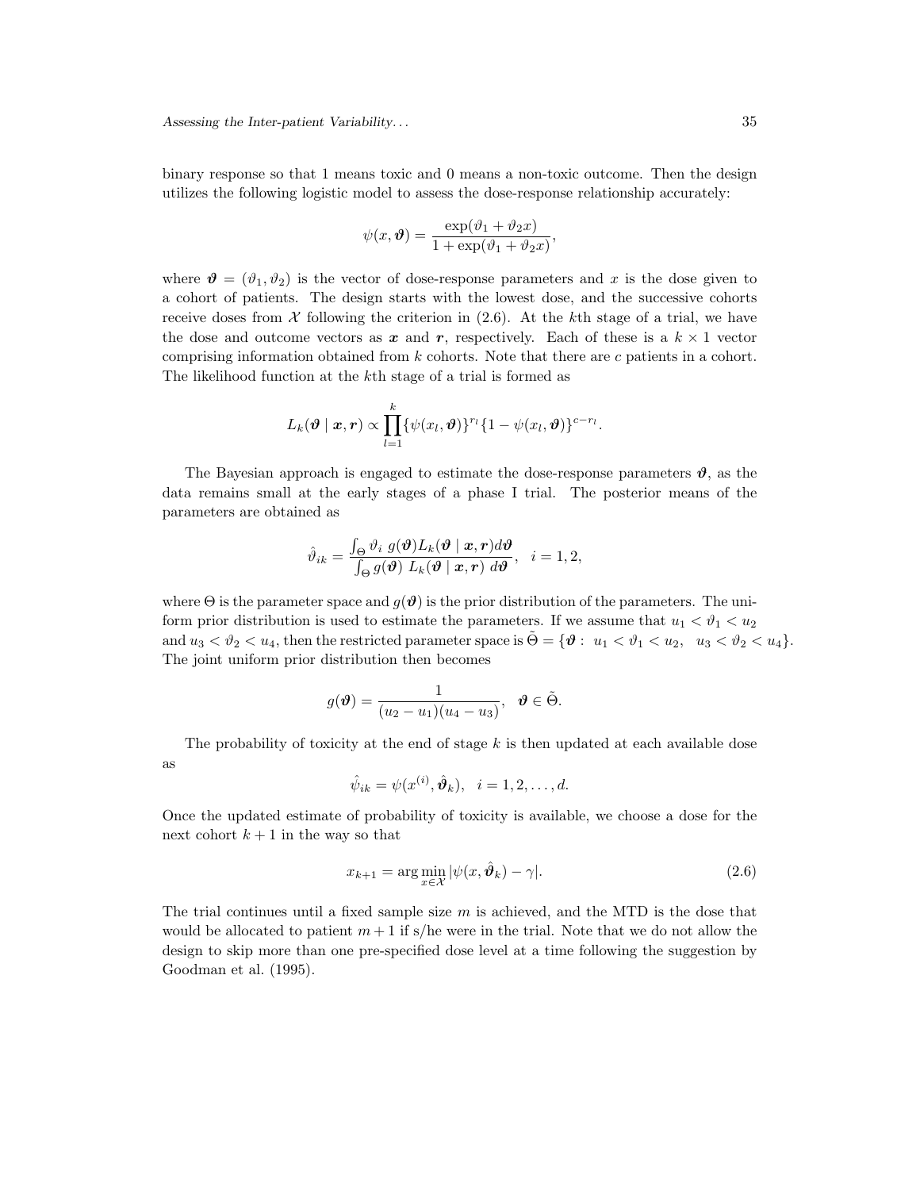binary response so that 1 means toxic and 0 means a non-toxic outcome. Then the design utilizes the following logistic model to assess the dose-response relationship accurately:

$$\psi(x, \boldsymbol{\vartheta}) = \frac{\exp(\vartheta_1 + \vartheta_2 x)}{1 + \exp(\vartheta_1 + \vartheta_2 x)},$$

where $\boldsymbol{\vartheta} = (\vartheta_1, \vartheta_2)$ is the vector of dose-response parameters and $x$ is the dose given to a cohort of patients. The design starts with the lowest dose, and the successive cohorts receive doses from $\mathcal{X}$ following the criterion in (2.6). At the $k$th stage of a trial, we have the dose and outcome vectors as $\boldsymbol{x}$ and $\boldsymbol{r}$, respectively. Each of these is a $k \times 1$ vector comprising information obtained from $k$ cohorts. Note that there are $c$ patients in a cohort. The likelihood function at the $k$th stage of a trial is formed as

$$L_k(\boldsymbol{\vartheta} \mid \boldsymbol{x}, \boldsymbol{r}) \propto \prod_{l=1}^{k} \{\psi(x_l, \boldsymbol{\vartheta})\}^{r_l} \{1 - \psi(x_l, \boldsymbol{\vartheta})\}^{c - r_l}.$$

The Bayesian approach is engaged to estimate the dose-response parameters $\boldsymbol{\vartheta}$, as the data remains small at the early stages of a phase I trial. The posterior means of the parameters are obtained as

$$\hat{\vartheta}_{ik} = \frac{\int_{\Theta} \vartheta_i \; g(\boldsymbol{\vartheta}) L_k(\boldsymbol{\vartheta} \mid \boldsymbol{x}, \boldsymbol{r}) d\boldsymbol{\vartheta}}{\int_{\Theta} g(\boldsymbol{\vartheta}) \; L_k(\boldsymbol{\vartheta} \mid \boldsymbol{x}, \boldsymbol{r}) \; d\boldsymbol{\vartheta}}, \quad i = 1, 2,$$

where $\Theta$ is the parameter space and $g(\boldsymbol{\vartheta})$ is the prior distribution of the parameters. The uniform prior distribution is used to estimate the parameters. If we assume that $u_1 < \vartheta_1 < u_2$ and $u_3 < \vartheta_2 < u_4$, then the restricted parameter space is $\tilde{\Theta} = \{\boldsymbol{\vartheta} : \; u_1 < \vartheta_1 < u_2, \;\; u_3 < \vartheta_2 < u_4\}$. The joint uniform prior distribution then becomes

$$g(\boldsymbol{\vartheta}) = \frac{1}{(u_2 - u_1)(u_4 - u_3)}, \quad \boldsymbol{\vartheta} \in \tilde{\Theta}.$$

The probability of toxicity at the end of stage $k$ is then updated at each available dose as

$$\hat{\psi}_{ik} = \psi(x^{(i)}, \hat{\boldsymbol{\vartheta}}_k), \quad i = 1, 2, \ldots, d.$$

Once the updated estimate of probability of toxicity is available, we choose a dose for the next cohort $k+1$ in the way so that

$$x_{k+1} = \arg\min_{x \in \mathcal{X}} |\psi(x, \hat{\boldsymbol{\vartheta}}_k) - \gamma|. \tag{2.6}$$

The trial continues until a fixed sample size $m$ is achieved, and the MTD is the dose that would be allocated to patient $m+1$ if s/he were in the trial. Note that we do not allow the design to skip more than one pre-specified dose level at a time following the suggestion by Goodman et al. (1995).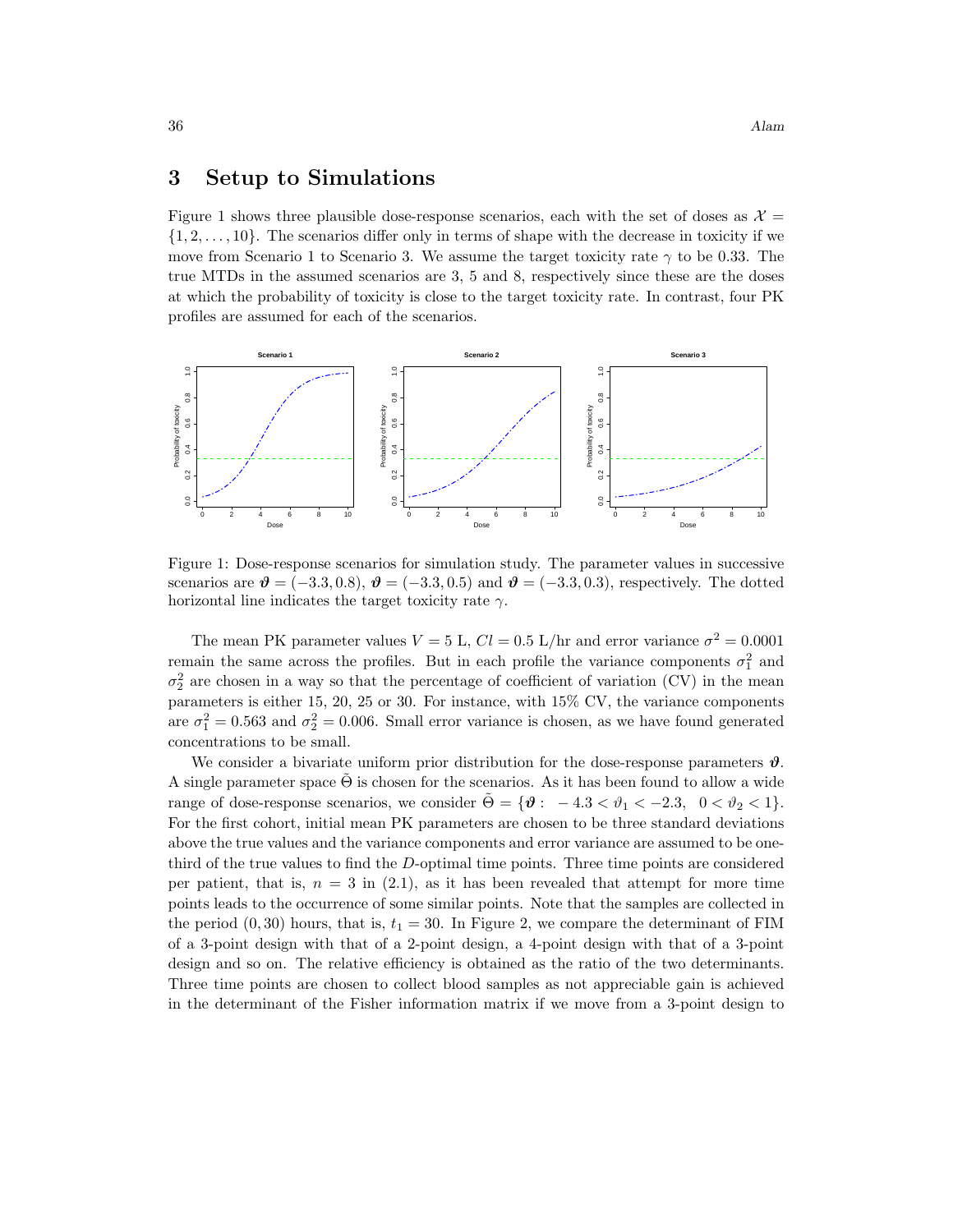## 3 Setup to Simulations

Figure 1 shows three plausible dose-response scenarios, each with the set of doses as $\mathcal{X} = \{1, 2, \ldots, 10\}$. The scenarios differ only in terms of shape with the decrease in toxicity if we move from Scenario 1 to Scenario 3. We assume the target toxicity rate $\gamma$ to be 0.33. The true MTDs in the assumed scenarios are 3, 5 and 8, respectively since these are the doses at which the probability of toxicity is close to the target toxicity rate. In contrast, four PK profiles are assumed for each of the scenarios.

Scenario 1

Scenario 2

Scenario 3

Probability of toxicity

0.0 0.2 0.4 0.6 0.8 1.0

Dose

0 2 4 6 8 10

Figure 1: Dose-response scenarios for simulation study. The parameter values in successive scenarios are $\boldsymbol{\vartheta} = (-3.3, 0.8)$, $\boldsymbol{\vartheta} = (-3.3, 0.5)$ and $\boldsymbol{\vartheta} = (-3.3, 0.3)$, respectively. The dotted horizontal line indicates the target toxicity rate $\gamma$.

The mean PK parameter values $V = 5$ L, $Cl = 0.5$ L/hr and error variance $\sigma^2 = 0.0001$ remain the same across the profiles. But in each profile the variance components $\sigma_1^2$ and $\sigma_2^2$ are chosen in a way so that the percentage of coefficient of variation (CV) in the mean parameters is either 15, 20, 25 or 30. For instance, with 15% CV, the variance components are $\sigma_1^2 = 0.563$ and $\sigma_2^2 = 0.006$. Small error variance is chosen, as we have found generated concentrations to be small.

We consider a bivariate uniform prior distribution for the dose-response parameters $\boldsymbol{\vartheta}$. A single parameter space $\tilde{\Theta}$ is chosen for the scenarios. As it has been found to allow a wide range of dose-response scenarios, we consider $\tilde{\Theta} = \{\boldsymbol{\vartheta} : \; -4.3 < \vartheta_1 < -2.3, \;\; 0 < \vartheta_2 < 1\}$. For the first cohort, initial mean PK parameters are chosen to be three standard deviations above the true values and the variance components and error variance are assumed to be one-third of the true values to find the $D$-optimal time points. Three time points are considered per patient, that is, $n = 3$ in (2.1), as it has been revealed that attempt for more time points leads to the occurrence of some similar points. Note that the samples are collected in the period $(0, 30)$ hours, that is, $t_1 = 30$. In Figure 2, we compare the determinant of FIM of a 3-point design with that of a 2-point design, a 4-point design with that of a 3-point design and so on. The relative efficiency is obtained as the ratio of the two determinants. Three time points are chosen to collect blood samples as not appreciable gain is achieved in the determinant of the Fisher information matrix if we move from a 3-point design to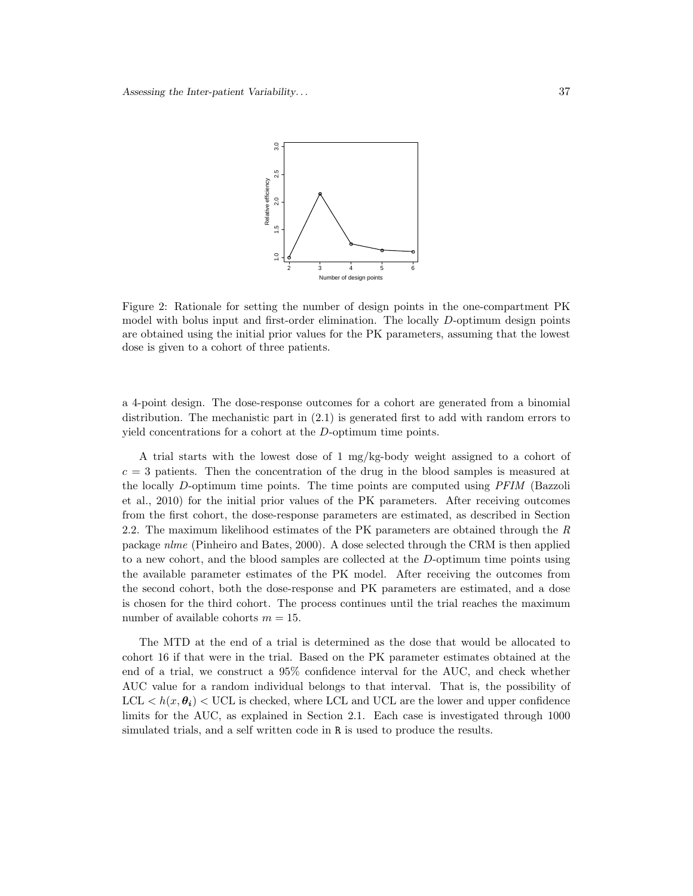Relative efficiency

3.0

2.5

2.0

1.5

1.0

2 3 4 5 6

Number of design points

Figure 2: Rationale for setting the number of design points in the one-compartment PK model with bolus input and first-order elimination. The locally $D$-optimum design points are obtained using the initial prior values for the PK parameters, assuming that the lowest dose is given to a cohort of three patients.

a 4-point design. The dose-response outcomes for a cohort are generated from a binomial distribution. The mechanistic part in (2.1) is generated first to add with random errors to yield concentrations for a cohort at the $D$-optimum time points.

A trial starts with the lowest dose of 1 mg/kg-body weight assigned to a cohort of $c = 3$ patients. Then the concentration of the drug in the blood samples is measured at the locally $D$-optimum time points. The time points are computed using *PFIM* (Bazzoli et al., 2010) for the initial prior values of the PK parameters. After receiving outcomes from the first cohort, the dose-response parameters are estimated, as described in Section 2.2. The maximum likelihood estimates of the PK parameters are obtained through the *R* package *nlme* (Pinheiro and Bates, 2000). A dose selected through the CRM is then applied to a new cohort, and the blood samples are collected at the $D$-optimum time points using the available parameter estimates of the PK model. After receiving the outcomes from the second cohort, both the dose-response and PK parameters are estimated, and a dose is chosen for the third cohort. The process continues until the trial reaches the maximum number of available cohorts $m = 15$.

The MTD at the end of a trial is determined as the dose that would be allocated to cohort 16 if that were in the trial. Based on the PK parameter estimates obtained at the end of a trial, we construct a 95% confidence interval for the AUC, and check whether AUC value for a random individual belongs to that interval. That is, the possibility of $\text{LCL} < h(x, \boldsymbol{\theta_i}) < \text{UCL}$ is checked, where LCL and UCL are the lower and upper confidence limits for the AUC, as explained in Section 2.1. Each case is investigated through 1000 simulated trials, and a self written code in R is used to produce the results.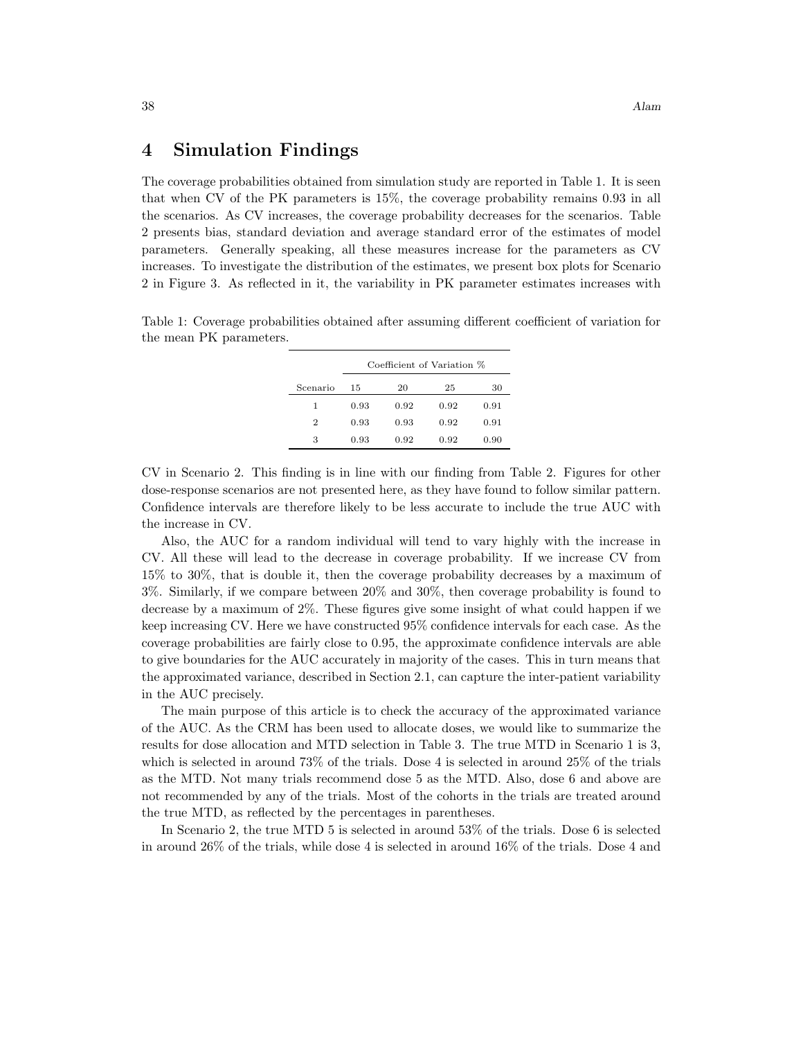## 4 Simulation Findings

The coverage probabilities obtained from simulation study are reported in Table 1. It is seen that when CV of the PK parameters is 15%, the coverage probability remains 0.93 in all the scenarios. As CV increases, the coverage probability decreases for the scenarios. Table 2 presents bias, standard deviation and average standard error of the estimates of model parameters. Generally speaking, all these measures increase for the parameters as CV increases. To investigate the distribution of the estimates, we present box plots for Scenario 2 in Figure 3. As reflected in it, the variability in PK parameter estimates increases with CV in Scenario 2. This finding is in line with our finding from Table 2. Figures for other dose-response scenarios are not presented here, as they have found to follow similar pattern. Confidence intervals are therefore likely to be less accurate to include the true AUC with the increase in CV.

Table 1: Coverage probabilities obtained after assuming different coefficient of variation for the mean PK parameters.

| | Coefficient of Variation % | | | |
|---|---|---|---|---|
| Scenario | 15 | 20 | 25 | 30 |
| 1 | 0.93 | 0.92 | 0.92 | 0.91 |
| 2 | 0.93 | 0.93 | 0.92 | 0.91 |
| 3 | 0.93 | 0.92 | 0.92 | 0.90 |

Also, the AUC for a random individual will tend to vary highly with the increase in CV. All these will lead to the decrease in coverage probability. If we increase CV from 15% to 30%, that is double it, then the coverage probability decreases by a maximum of 3%. Similarly, if we compare between 20% and 30%, then coverage probability is found to decrease by a maximum of 2%. These figures give some insight of what could happen if we keep increasing CV. Here we have constructed 95% confidence intervals for each case. As the coverage probabilities are fairly close to 0.95, the approximate confidence intervals are able to give boundaries for the AUC accurately in majority of the cases. This in turn means that the approximated variance, described in Section 2.1, can capture the inter-patient variability in the AUC precisely.

The main purpose of this article is to check the accuracy of the approximated variance of the AUC. As the CRM has been used to allocate doses, we would like to summarize the results for dose allocation and MTD selection in Table 3. The true MTD in Scenario 1 is 3, which is selected in around 73% of the trials. Dose 4 is selected in around 25% of the trials as the MTD. Not many trials recommend dose 5 as the MTD. Also, dose 6 and above are not recommended by any of the trials. Most of the cohorts in the trials are treated around the true MTD, as reflected by the percentages in parentheses.

In Scenario 2, the true MTD 5 is selected in around 53% of the trials. Dose 6 is selected in around 26% of the trials, while dose 4 is selected in around 16% of the trials. Dose 4 and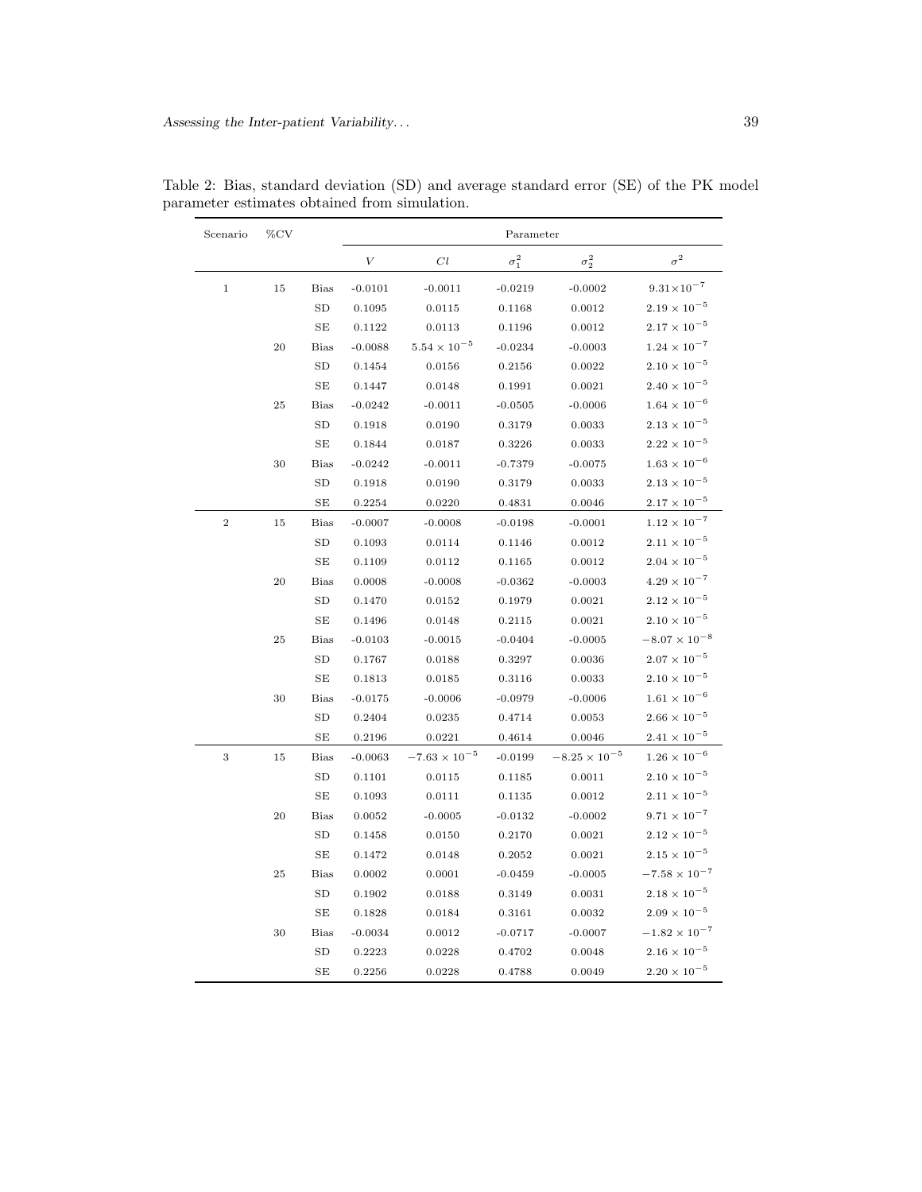Table 2: Bias, standard deviation (SD) and average standard error (SE) of the PK model parameter estimates obtained from simulation.

| Scenario | %CV | | Parameter | | | | |
|---|---|---|---|---|---|---|---|
| | | | $V$ | $Cl$ | $\sigma_1^2$ | $\sigma_2^2$ | $\sigma^2$ |
| 1 | 15 | Bias | -0.0101 | -0.0011 | -0.0219 | -0.0002 | $9.31 \times 10^{-7}$ |
| | | SD | 0.1095 | 0.0115 | 0.1168 | 0.0012 | $2.19 \times 10^{-5}$ |
| | | SE | 0.1122 | 0.0113 | 0.1196 | 0.0012 | $2.17 \times 10^{-5}$ |
| | 20 | Bias | -0.0088 | $5.54 \times 10^{-5}$ | -0.0234 | -0.0003 | $1.24 \times 10^{-7}$ |
| | | SD | 0.1454 | 0.0156 | 0.2156 | 0.0022 | $2.10 \times 10^{-5}$ |
| | | SE | 0.1447 | 0.0148 | 0.1991 | 0.0021 | $2.40 \times 10^{-5}$ |
| | 25 | Bias | -0.0242 | -0.0011 | -0.0505 | -0.0006 | $1.64 \times 10^{-6}$ |
| | | SD | 0.1918 | 0.0190 | 0.3179 | 0.0033 | $2.13 \times 10^{-5}$ |
| | | SE | 0.1844 | 0.0187 | 0.3226 | 0.0033 | $2.22 \times 10^{-5}$ |
| | 30 | Bias | -0.0242 | -0.0011 | -0.7379 | -0.0075 | $1.63 \times 10^{-6}$ |
| | | SD | 0.1918 | 0.0190 | 0.3179 | 0.0033 | $2.13 \times 10^{-5}$ |
| | | SE | 0.2254 | 0.0220 | 0.4831 | 0.0046 | $2.17 \times 10^{-5}$ |
| 2 | 15 | Bias | -0.0007 | -0.0008 | -0.0198 | -0.0001 | $1.12 \times 10^{-7}$ |
| | | SD | 0.1093 | 0.0114 | 0.1146 | 0.0012 | $2.11 \times 10^{-5}$ |
| | | SE | 0.1109 | 0.0112 | 0.1165 | 0.0012 | $2.04 \times 10^{-5}$ |
| | 20 | Bias | 0.0008 | -0.0008 | -0.0362 | -0.0003 | $4.29 \times 10^{-7}$ |
| | | SD | 0.1470 | 0.0152 | 0.1979 | 0.0021 | $2.12 \times 10^{-5}$ |
| | | SE | 0.1496 | 0.0148 | 0.2115 | 0.0021 | $2.10 \times 10^{-5}$ |
| | 25 | Bias | -0.0103 | -0.0015 | -0.0404 | -0.0005 | $-8.07 \times 10^{-8}$ |
| | | SD | 0.1767 | 0.0188 | 0.3297 | 0.0036 | $2.07 \times 10^{-5}$ |
| | | SE | 0.1813 | 0.0185 | 0.3116 | 0.0033 | $2.10 \times 10^{-5}$ |
| | 30 | Bias | -0.0175 | -0.0006 | -0.0979 | -0.0006 | $1.61 \times 10^{-6}$ |
| | | SD | 0.2404 | 0.0235 | 0.4714 | 0.0053 | $2.66 \times 10^{-5}$ |
| | | SE | 0.2196 | 0.0221 | 0.4614 | 0.0046 | $2.41 \times 10^{-5}$ |
| 3 | 15 | Bias | -0.0063 | $-7.63 \times 10^{-5}$ | -0.0199 | $-8.25 \times 10^{-5}$ | $1.26 \times 10^{-6}$ |
| | | SD | 0.1101 | 0.0115 | 0.1185 | 0.0011 | $2.10 \times 10^{-5}$ |
| | | SE | 0.1093 | 0.0111 | 0.1135 | 0.0012 | $2.11 \times 10^{-5}$ |
| | 20 | Bias | 0.0052 | -0.0005 | -0.0132 | -0.0002 | $9.71 \times 10^{-7}$ |
| | | SD | 0.1458 | 0.0150 | 0.2170 | 0.0021 | $2.12 \times 10^{-5}$ |
| | | SE | 0.1472 | 0.0148 | 0.2052 | 0.0021 | $2.15 \times 10^{-5}$ |
| | 25 | Bias | 0.0002 | 0.0001 | -0.0459 | -0.0005 | $-7.58 \times 10^{-7}$ |
| | | SD | 0.1902 | 0.0188 | 0.3149 | 0.0031 | $2.18 \times 10^{-5}$ |
| | | SE | 0.1828 | 0.0184 | 0.3161 | 0.0032 | $2.09 \times 10^{-5}$ |
| | 30 | Bias | -0.0034 | 0.0012 | -0.0717 | -0.0007 | $-1.82 \times 10^{-7}$ |
| | | SD | 0.2223 | 0.0228 | 0.4702 | 0.0048 | $2.16 \times 10^{-5}$ |
| | | SE | 0.2256 | 0.0228 | 0.4788 | 0.0049 | $2.20 \times 10^{-5}$ |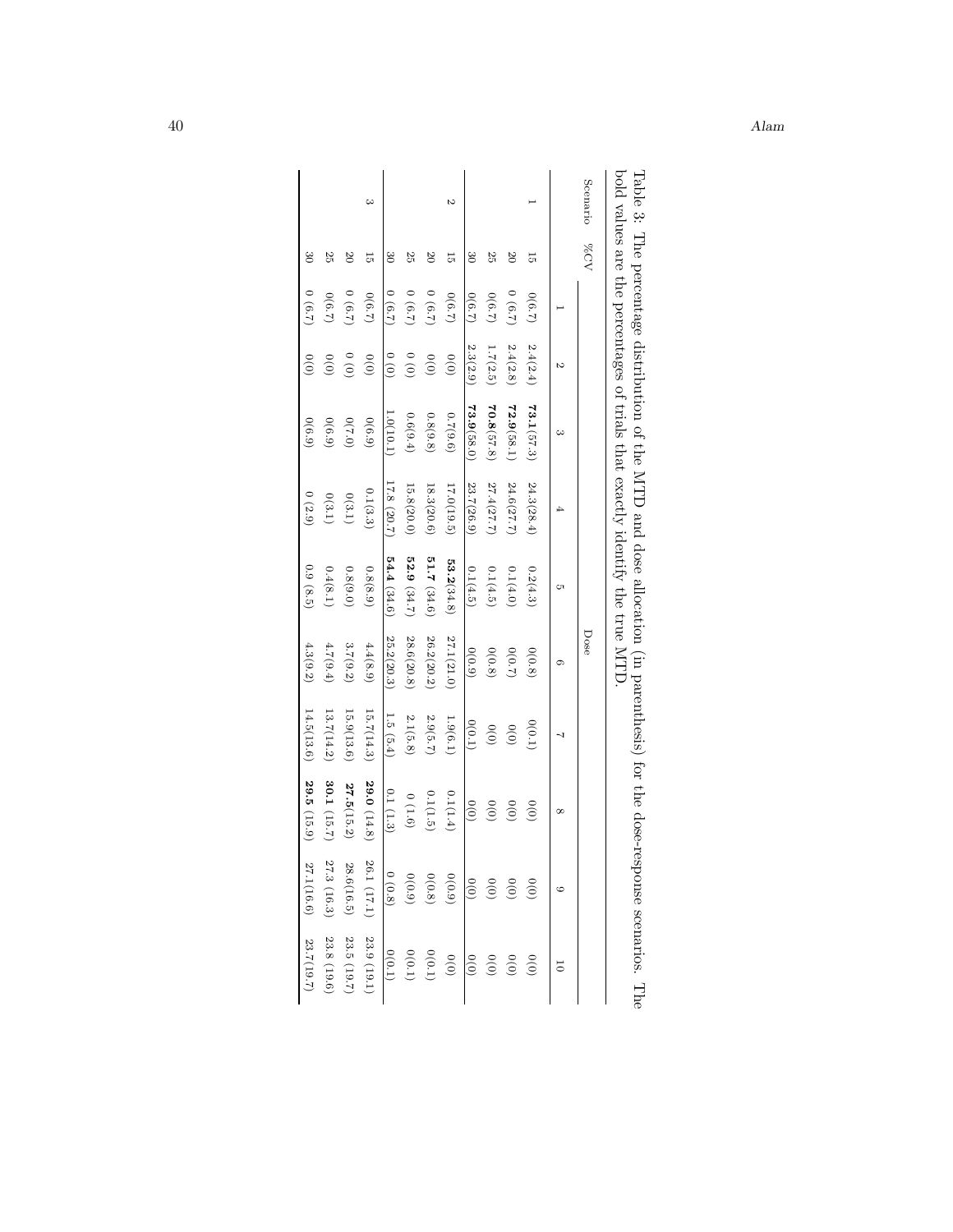Table 3: The percentage distribution of the MTD and dose allocation (in parenthesis) for the dose-response scenarios. The bold values are the percentages of trials that exactly identify the true MTD.

| Scenario | %CV | Dose | | | | | | | | | |
|---|---|---|---|---|---|---|---|---|---|---|---|
| | | 1 | 2 | 3 | 4 | 5 | 6 | 7 | 8 | 9 | 10 |
| 1 | 15 | 0(6.7) | 2.4(2.4) | **73.1**(57.3) | 24.3(28.4) | 0.2(4.3) | 0(0.8) | 0(0.1) | 0(0) | 0(0) | 0(0) |
| | 20 | 0 (6.7) | 2.4(2.8) | **72.9**(58.1) | 24.6(27.7) | 0.1(4.0) | 0(0.7) | 0(0) | 0(0) | 0(0) | 0(0) |
| | 25 | 0(6.7) | 1.7(2.5) | **70.8**(57.8) | 27.4(27.7) | 0.1(4.5) | 0(0.8) | 0(0) | 0(0) | 0(0) | 0(0) |
| | 30 | 0(6.7) | 2.3(2.9) | **73.9**(58.0) | 23.7(26.9) | 0.1(4.5) | 0(0.9) | 0(0.1) | 0(0) | 0(0) | 0(0) |
| 2 | 15 | 0(6.7) | 0(0) | 0.7(9.6) | 17.0(19.5) | **53.2**(34.8) | 27.1(21.0) | 1.9(6.1) | 0.1(1.4) | 0(0.9) | 0(0) |
| | 20 | 0 (6.7) | 0(0) | 0.8(9.8) | 18.3(20.6) | **51.7** (34.6) | 26.2(20.2) | 2.9(5.7) | 0.1(1.5) | 0(0.8) | 0(0.1) |
| | 25 | 0 (6.7) | 0 (0) | 0.6(9.4) | 15.8(20.0) | **52.9** (34.7) | 28.6(20.8) | 2.1(5.8) | 0 (1.6) | 0(0.9) | 0(0.1) |
| | 30 | 0 (6.7) | 0 (0) | 1.0(10.1) | 17.8 (20.7) | **54.4** (34.6) | 25.2(20.3) | 1.5 (5.4) | 0.1 (1.3) | 0 (0.8) | 0(0.1) |
| 3 | 15 | 0(6.7) | 0(0) | 0(6.9) | 0.1(3.3) | 0.8(8.9) | 4.4(8.9) | 15.7(14.3) | **29.0** (14.8) | 26.1 (17.1) | 23.9 (19.1) |
| | 20 | 0 (6.7) | 0 (0) | 0(7.0) | 0(3.1) | 0.8(9.0) | 3.7(9.2) | 15.9(13.6) | **27.5**(15.2) | 28.6(16.5) | 23.5 (19.7) |
| | 25 | 0(6.7) | 0(0) | 0(6.9) | 0(3.1) | 0.4(8.1) | 4.7(9.4) | 13.7(14.2) | **30.1** (15.7) | 27.3 (16.3) | 23.8 (19.6) |
| | 30 | 0 (6.7) | 0(0) | 0(6.9) | 0 (2.9) | 0.9 (8.5) | 4.3(9.2) | 14.5(13.6) | **29.5** (15.9) | 27.1(16.6) | 23.7(19.7) |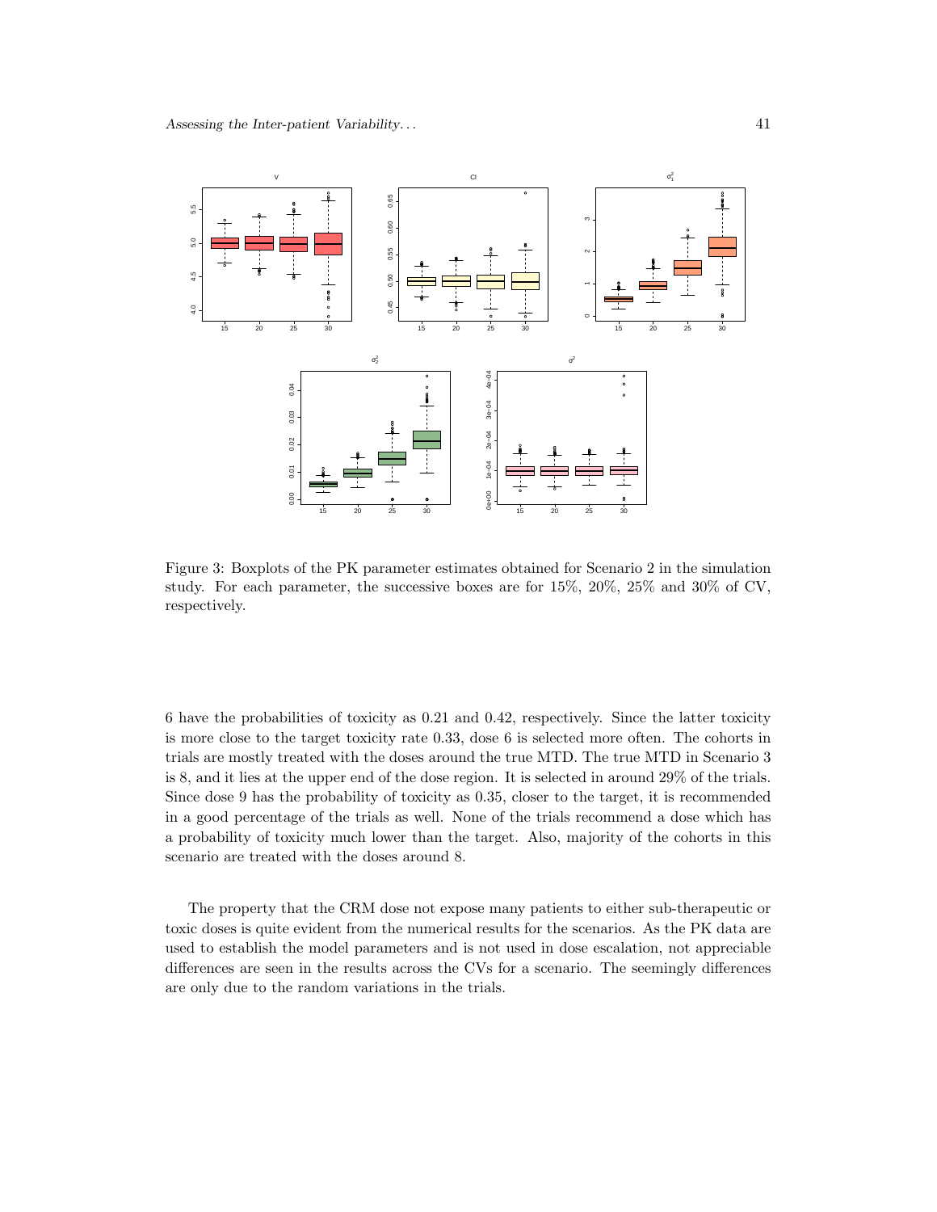V

5.5
5.0
4.5
4.0

15 20 25 30

Cl

0.65
0.60
0.55
0.50
0.45

15 20 25 30

$\sigma_1^2$

3
2
1
0

15 20 25 30

$\sigma_2^2$

0.04
0.03
0.02
0.01
0.00

15 20 25 30

$\sigma^2$

4e-04
3e-04
2e-04
1e-04
0e+00

15 20 25 30

Figure 3: Boxplots of the PK parameter estimates obtained for Scenario 2 in the simulation study. For each parameter, the successive boxes are for 15%, 20%, 25% and 30% of CV, respectively.

6 have the probabilities of toxicity as 0.21 and 0.42, respectively. Since the latter toxicity is more close to the target toxicity rate 0.33, dose 6 is selected more often. The cohorts in trials are mostly treated with the doses around the true MTD. The true MTD in Scenario 3 is 8, and it lies at the upper end of the dose region. It is selected in around 29% of the trials. Since dose 9 has the probability of toxicity as 0.35, closer to the target, it is recommended in a good percentage of the trials as well. None of the trials recommend a dose which has a probability of toxicity much lower than the target. Also, majority of the cohorts in this scenario are treated with the doses around 8.

The property that the CRM dose not expose many patients to either sub-therapeutic or toxic doses is quite evident from the numerical results for the scenarios. As the PK data are used to establish the model parameters and is not used in dose escalation, not appreciable differences are seen in the results across the CVs for a scenario. The seemingly differences are only due to the random variations in the trials.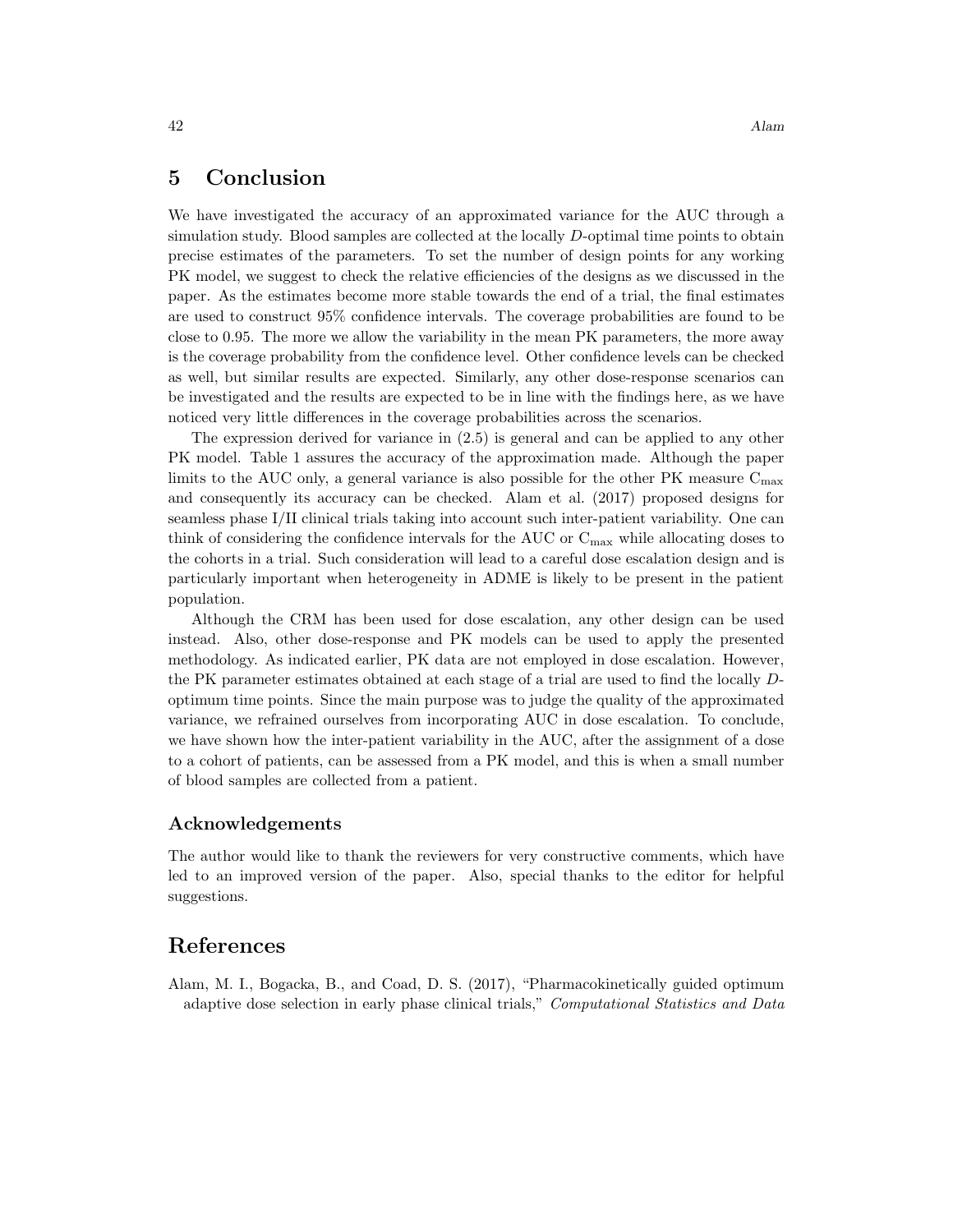## 5 Conclusion

We have investigated the accuracy of an approximated variance for the AUC through a simulation study. Blood samples are collected at the locally $D$-optimal time points to obtain precise estimates of the parameters. To set the number of design points for any working PK model, we suggest to check the relative efficiencies of the designs as we discussed in the paper. As the estimates become more stable towards the end of a trial, the final estimates are used to construct 95% confidence intervals. The coverage probabilities are found to be close to 0.95. The more we allow the variability in the mean PK parameters, the more away is the coverage probability from the confidence level. Other confidence levels can be checked as well, but similar results are expected. Similarly, any other dose-response scenarios can be investigated and the results are expected to be in line with the findings here, as we have noticed very little differences in the coverage probabilities across the scenarios.

The expression derived for variance in (2.5) is general and can be applied to any other PK model. Table 1 assures the accuracy of the approximation made. Although the paper limits to the AUC only, a general variance is also possible for the other PK measure $\mathrm{C}_{\max}$ and consequently its accuracy can be checked. Alam et al. (2017) proposed designs for seamless phase I/II clinical trials taking into account such inter-patient variability. One can think of considering the confidence intervals for the AUC or $\mathrm{C}_{\max}$ while allocating doses to the cohorts in a trial. Such consideration will lead to a careful dose escalation design and is particularly important when heterogeneity in ADME is likely to be present in the patient population.

Although the CRM has been used for dose escalation, any other design can be used instead. Also, other dose-response and PK models can be used to apply the presented methodology. As indicated earlier, PK data are not employed in dose escalation. However, the PK parameter estimates obtained at each stage of a trial are used to find the locally $D$-optimum time points. Since the main purpose was to judge the quality of the approximated variance, we refrained ourselves from incorporating AUC in dose escalation. To conclude, we have shown how the inter-patient variability in the AUC, after the assignment of a dose to a cohort of patients, can be assessed from a PK model, and this is when a small number of blood samples are collected from a patient.

### Acknowledgements

The author would like to thank the reviewers for very constructive comments, which have led to an improved version of the paper. Also, special thanks to the editor for helpful suggestions.

## References

Alam, M. I., Bogacka, B., and Coad, D. S. (2017), "Pharmacokinetically guided optimum adaptive dose selection in early phase clinical trials," *Computational Statistics and Data*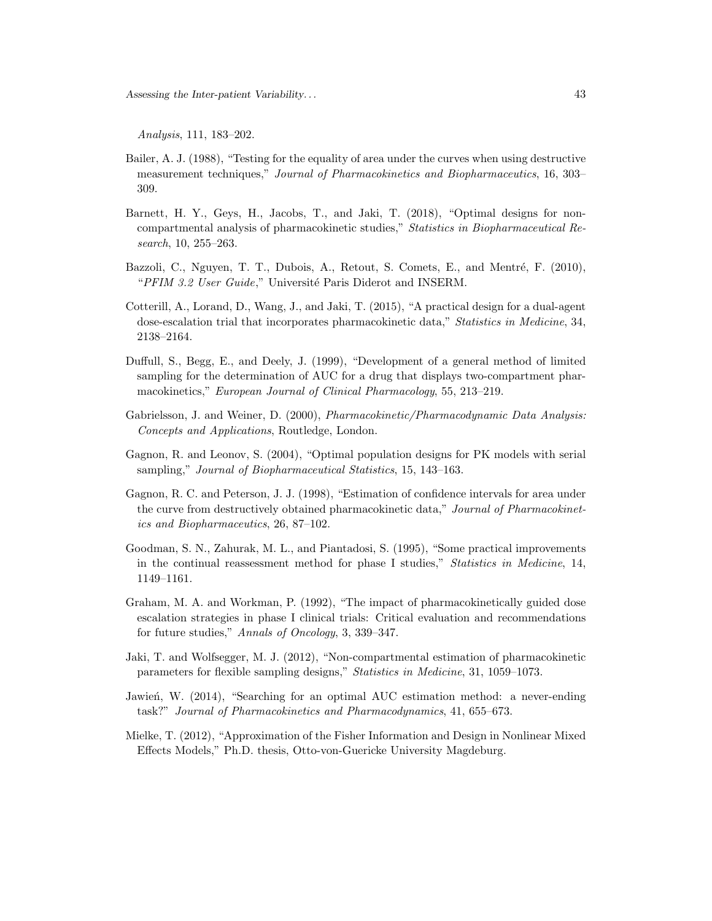*Analysis*, 111, 183–202.

Bailer, A. J. (1988), "Testing for the equality of area under the curves when using destructive measurement techniques," *Journal of Pharmacokinetics and Biopharmaceutics*, 16, 303–309.

Barnett, H. Y., Geys, H., Jacobs, T., and Jaki, T. (2018), "Optimal designs for non-compartmental analysis of pharmacokinetic studies," *Statistics in Biopharmaceutical Research*, 10, 255–263.

Bazzoli, C., Nguyen, T. T., Dubois, A., Retout, S. Comets, E., and Mentré, F. (2010), "*PFIM 3.2 User Guide*," Université Paris Diderot and INSERM.

Cotterill, A., Lorand, D., Wang, J., and Jaki, T. (2015), "A practical design for a dual-agent dose-escalation trial that incorporates pharmacokinetic data," *Statistics in Medicine*, 34, 2138–2164.

Duffull, S., Begg, E., and Deely, J. (1999), "Development of a general method of limited sampling for the determination of AUC for a drug that displays two-compartment pharmacokinetics," *European Journal of Clinical Pharmacology*, 55, 213–219.

Gabrielsson, J. and Weiner, D. (2000), *Pharmacokinetic/Pharmacodynamic Data Analysis: Concepts and Applications*, Routledge, London.

Gagnon, R. and Leonov, S. (2004), "Optimal population designs for PK models with serial sampling," *Journal of Biopharmaceutical Statistics*, 15, 143–163.

Gagnon, R. C. and Peterson, J. J. (1998), "Estimation of confidence intervals for area under the curve from destructively obtained pharmacokinetic data," *Journal of Pharmacokinetics and Biopharmaceutics*, 26, 87–102.

Goodman, S. N., Zahurak, M. L., and Piantadosi, S. (1995), "Some practical improvements in the continual reassessment method for phase I studies," *Statistics in Medicine*, 14, 1149–1161.

Graham, M. A. and Workman, P. (1992), "The impact of pharmacokinetically guided dose escalation strategies in phase I clinical trials: Critical evaluation and recommendations for future studies," *Annals of Oncology*, 3, 339–347.

Jaki, T. and Wolfsegger, M. J. (2012), "Non-compartmental estimation of pharmacokinetic parameters for flexible sampling designs," *Statistics in Medicine*, 31, 1059–1073.

Jawień, W. (2014), "Searching for an optimal AUC estimation method: a never-ending task?" *Journal of Pharmacokinetics and Pharmacodynamics*, 41, 655–673.

Mielke, T. (2012), "Approximation of the Fisher Information and Design in Nonlinear Mixed Effects Models," Ph.D. thesis, Otto-von-Guericke University Magdeburg.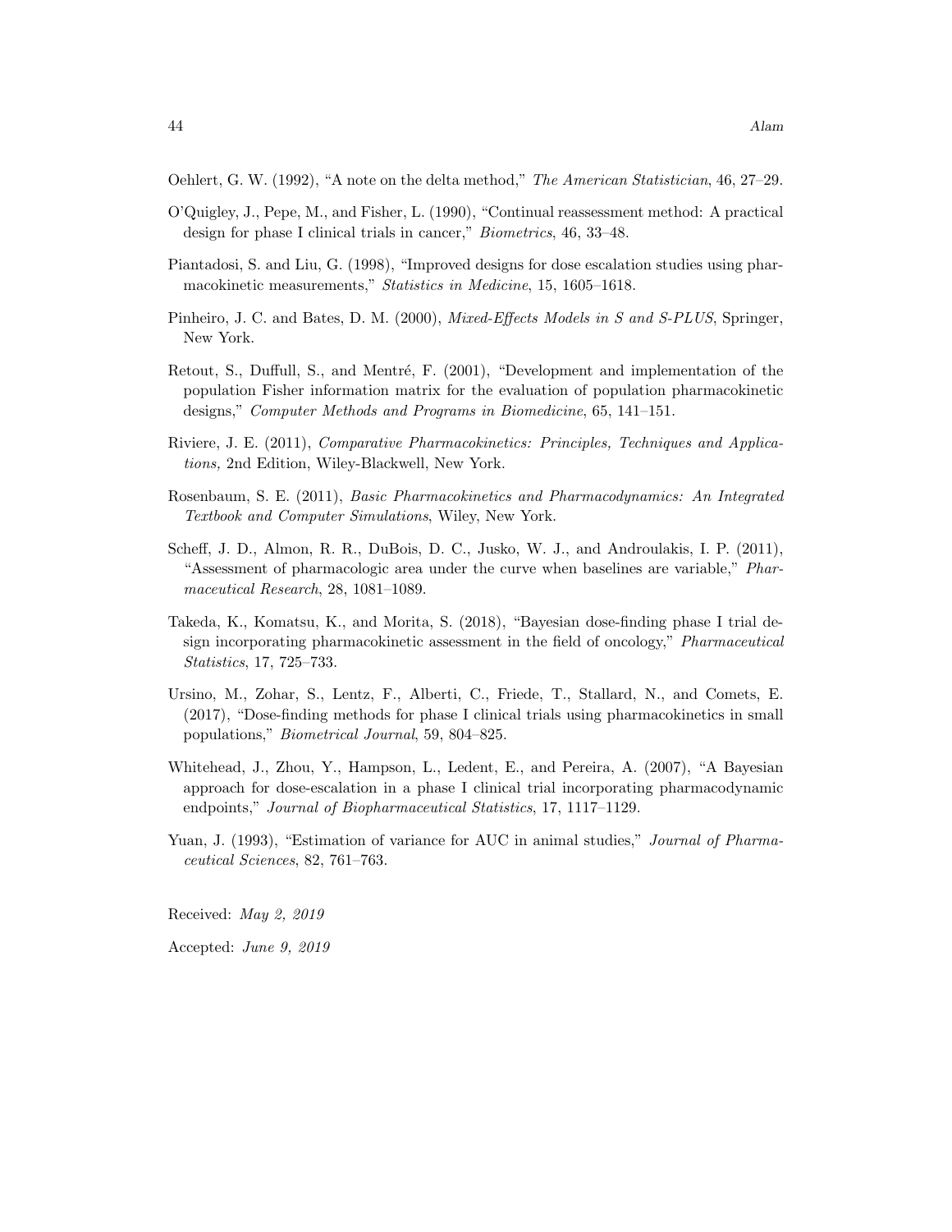Oehlert, G. W. (1992), "A note on the delta method," *The American Statistician*, 46, 27–29.

O'Quigley, J., Pepe, M., and Fisher, L. (1990), "Continual reassessment method: A practical design for phase I clinical trials in cancer," *Biometrics*, 46, 33–48.

Piantadosi, S. and Liu, G. (1998), "Improved designs for dose escalation studies using pharmacokinetic measurements," *Statistics in Medicine*, 15, 1605–1618.

Pinheiro, J. C. and Bates, D. M. (2000), *Mixed-Effects Models in S and S-PLUS*, Springer, New York.

Retout, S., Duffull, S., and Mentré, F. (2001), "Development and implementation of the population Fisher information matrix for the evaluation of population pharmacokinetic designs," *Computer Methods and Programs in Biomedicine*, 65, 141–151.

Riviere, J. E. (2011), *Comparative Pharmacokinetics: Principles, Techniques and Applications,* 2nd Edition, Wiley-Blackwell, New York.

Rosenbaum, S. E. (2011), *Basic Pharmacokinetics and Pharmacodynamics: An Integrated Textbook and Computer Simulations*, Wiley, New York.

Scheff, J. D., Almon, R. R., DuBois, D. C., Jusko, W. J., and Androulakis, I. P. (2011), "Assessment of pharmacologic area under the curve when baselines are variable," *Pharmaceutical Research*, 28, 1081–1089.

Takeda, K., Komatsu, K., and Morita, S. (2018), "Bayesian dose-finding phase I trial design incorporating pharmacokinetic assessment in the field of oncology," *Pharmaceutical Statistics*, 17, 725–733.

Ursino, M., Zohar, S., Lentz, F., Alberti, C., Friede, T., Stallard, N., and Comets, E. (2017), "Dose-finding methods for phase I clinical trials using pharmacokinetics in small populations," *Biometrical Journal*, 59, 804–825.

Whitehead, J., Zhou, Y., Hampson, L., Ledent, E., and Pereira, A. (2007), "A Bayesian approach for dose-escalation in a phase I clinical trial incorporating pharmacodynamic endpoints," *Journal of Biopharmaceutical Statistics*, 17, 1117–1129.

Yuan, J. (1993), "Estimation of variance for AUC in animal studies," *Journal of Pharmaceutical Sciences*, 82, 761–763.

Received: *May 2, 2019*

Accepted: *June 9, 2019*